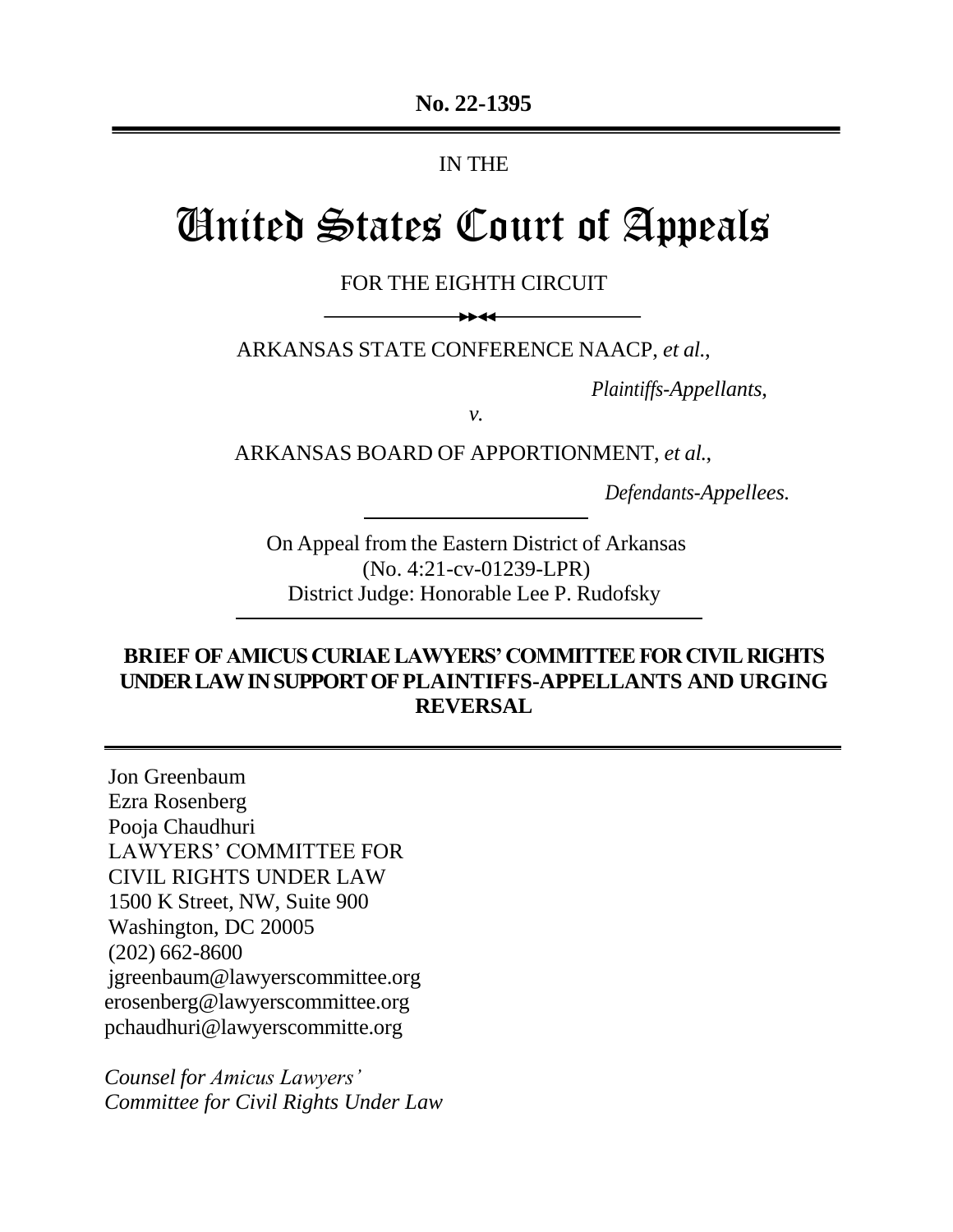**No. 22-1395**

IN THE

# United States Court of Appeals

FOR THE EIGHTH CIRCUIT

ARKANSAS STATE CONFERENCE NAACP, *et al.*,

*Plaintiffs-Appellants,*

*v.*

ARKANSAS BOARD OF APPORTIONMENT, *et al.*,

*Defendants-Appellees.*

On Appeal from the Eastern District of Arkansas
(No. 4:21-cv-01239-LPR)
District Judge: Honorable Lee P. Rudofsky

**BRIEF OF AMICUS CURIAE LAWYERS' COMMITTEE FOR CIVIL RIGHTS UNDER LAW IN SUPPORT OF PLAINTIFFS-APPELLANTS AND URGING REVERSAL**

Jon Greenbaum
Ezra Rosenberg
Pooja Chaudhuri
LAWYERS' COMMITTEE FOR
CIVIL RIGHTS UNDER LAW
1500 K Street, NW, Suite 900
Washington, DC 20005
(202) 662-8600
jgreenbaum@lawyerscommittee.org
erosenberg@lawyerscommittee.org
pchaudhuri@lawyerscommitte.org

*Counsel for Amicus Lawyers' Committee for Civil Rights Under Law*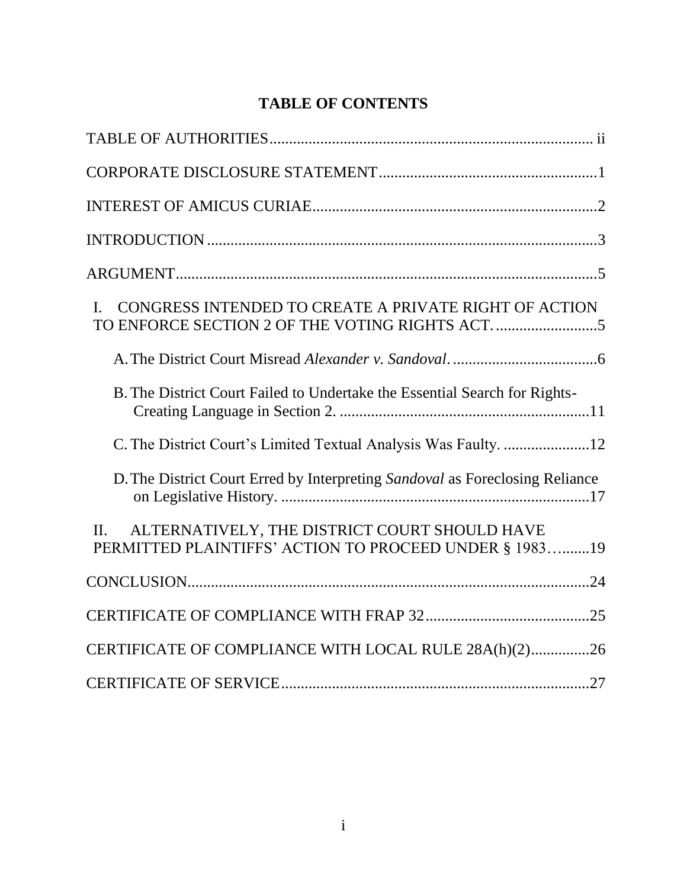# TABLE OF CONTENTS

TABLE OF AUTHORITIES .................................................................................. ii

CORPORATE DISCLOSURE STATEMENT .......................................................1

INTERFACE OF AMICUS CURIAE ........................................................................2

INTRODUCTION ...................................................................................................3

ARGUMENT ...........................................................................................................5

I. CONGRESS INTENDED TO CREATE A PRIVATE RIGHT OF ACTION TO ENFORCE SECTION 2 OF THE VOTING RIGHTS ACT. ..........................5

- A. The District Court Misread *Alexander v. Sandoval*. .....................................6
- B. The District Court Failed to Undertake the Essential Search for Rights-Creating Language in Section 2. ................................................................11
- C. The District Court's Limited Textual Analysis Was Faulty. ......................12
- D. The District Court Erred by Interpreting *Sandoval* as Foreclosing Reliance on Legislative History. ...............................................................17

II. ALTERNATIVELY, THE DISTRICT COURT SHOULD HAVE PERMITTED PLAINTIFFS' ACTION TO PROCEED UNDER § 1983…........19

CONCLUSION ......................................................................................................24

CERTIFICATE OF COMPLIANCE WITH FRAP 32 ..........................................25

CERTIFICATE OF COMPLIANCE WITH LOCAL RULE 28A(h)(2) ...............26

CERTIFICATE OF SERVICE ...............................................................................27

# TABLE OF CONTENTS

TABLE OF AUTHORITIES .................................................................................. ii

CORPORATE DISCLOSURE STATEMENT .......................................................1

INTEREST OF AMICUS CURIAE ........................................................................2

INTRODUCTION ...................................................................................................3

ARGUMENT ...........................................................................................................5

I. CONGRESS INTENDED TO CREATE A PRIVATE RIGHT OF ACTION TO ENFORCE SECTION 2 OF THE VOTING RIGHTS ACT. ..........................5

- A. The District Court Misread *Alexander v. Sandoval*. .....................................6
- B. The District Court Failed to Undertake the Essential Search for Rights-Creating Language in Section 2. ................................................................11
- C. The District Court's Limited Textual Analysis Was Faulty. ......................12
- D. The District Court Erred by Interpreting *Sandoval* as Foreclosing Reliance on Legislative History. ...............................................................17

II. ALTERNATIVELY, THE DISTRICT COURT SHOULD HAVE PERMITTED PLAINTIFFS' ACTION TO PROCEED UNDER § 1983…........19

CONCLUSION ......................................................................................................24

CERTIFICATE OF COMPLIANCE WITH FRAP 32 ..........................................25

CERTIFICATE OF COMPLIANCE WITH LOCAL RULE 28A(h)(2) ...............26

CERTIFICATE OF SERVICE ...............................................................................27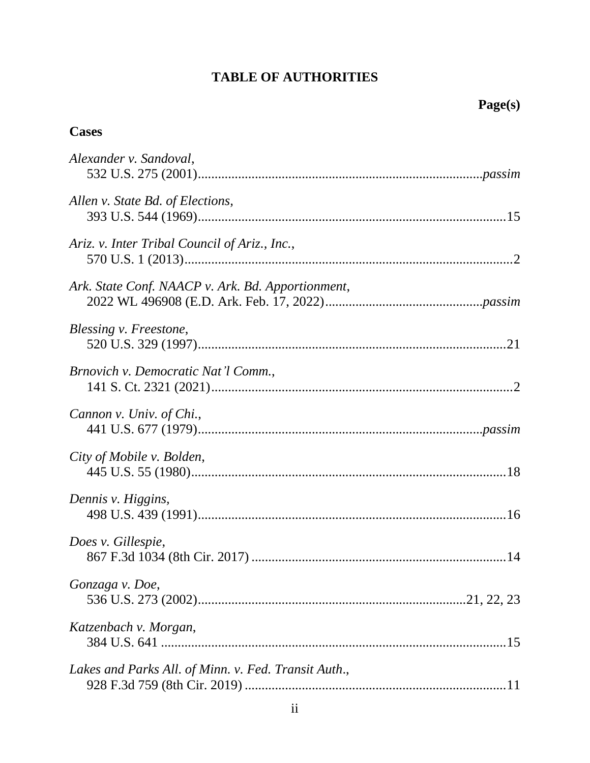# TABLE OF AUTHORITIES

**Page(s)**

## Cases

*Alexander v. Sandoval*,
532 U.S. 275 (2001) ........ *passim*

*Allen v. State Bd. of Elections*,
393 U.S. 544 (1969) ........ 15

*Ariz. v. Inter Tribal Council of Ariz., Inc.*,
570 U.S. 1 (2013) ........ 2

*Ark. State Conf. NAACP v. Ark. Bd. Apportionment*,
2022 WL 496908 (E.D. Ark. Feb. 17, 2022) ........ *passim*

*Blessing v. Freestone*,
520 U.S. 329 (1997) ........ 21

*Brnovich v. Democratic Nat'l Comm.*,
141 S. Ct. 2321 (2021) ........ 2

*Cannon v. Univ. of Chi.*,
441 U.S. 677 (1979) ........ *passim*

*City of Mobile v. Bolden*,
445 U.S. 55 (1980) ........ 18

*Dennis v. Higgins*,
498 U.S. 439 (1991) ........ 16

*Does v. Gillespie*,
867 F.3d 1034 (8th Cir. 2017) ........ 14

*Gonzaga v. Doe*,
536 U.S. 273 (2002) ........ 21, 22, 23

*Katzenbach v. Morgan*,
384 U.S. 641 ........ 15

*Lakes and Parks All. of Minn. v. Fed. Transit Auth.*,
928 F.3d 759 (8th Cir. 2019) ........ 11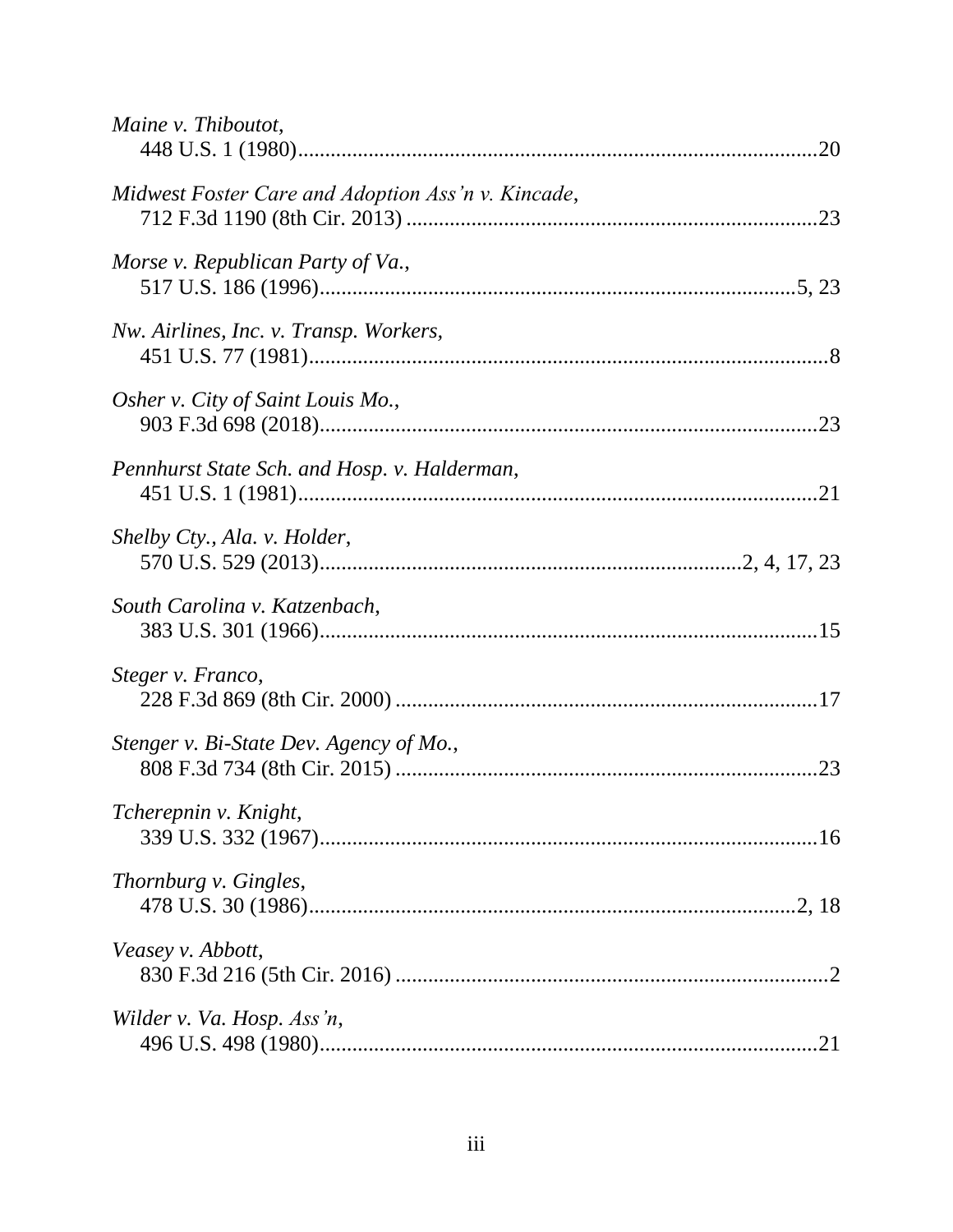*Maine v. Thiboutot*,
448 U.S. 1 (1980) .......................................................................................... 20

*Midwest Foster Care and Adoption Ass'n v. Kincade*,
712 F.3d 1190 (8th Cir. 2013) ....................................................................... 23

*Morse v. Republican Party of Va.*,
517 U.S. 186 (1996) ................................................................................... 5, 23

*Nw. Airlines, Inc. v. Transp. Workers*,
451 U.S. 77 (1981) .......................................................................................... 8

*Osher v. City of Saint Louis Mo.*,
903 F.3d 698 (2018) ...................................................................................... 23

*Pennhurst State Sch. and Hosp. v. Halderman*,
451 U.S. 1 (1981) .......................................................................................... 21

*Shelby Cty., Ala. v. Holder*,
570 U.S. 529 (2013) ....................................................................... 2, 4, 17, 23

*South Carolina v. Katzenbach*,
383 U.S. 301 (1966) ...................................................................................... 15

*Steger v. Franco*,
228 F.3d 869 (8th Cir. 2000) ......................................................................... 17

*Stenger v. Bi-State Dev. Agency of Mo.*,
808 F.3d 734 (8th Cir. 2015) ......................................................................... 23

*Tcherepnin v. Knight*,
339 U.S. 332 (1967) ...................................................................................... 16

*Thornburg v. Gingles*,
478 U.S. 30 (1986) ..................................................................................... 2, 18

*Veasey v. Abbott*,
830 F.3d 216 (5th Cir. 2016) ........................................................................... 2

*Wilder v. Va. Hosp. Ass'n*,
496 U.S. 498 (1980) ...................................................................................... 21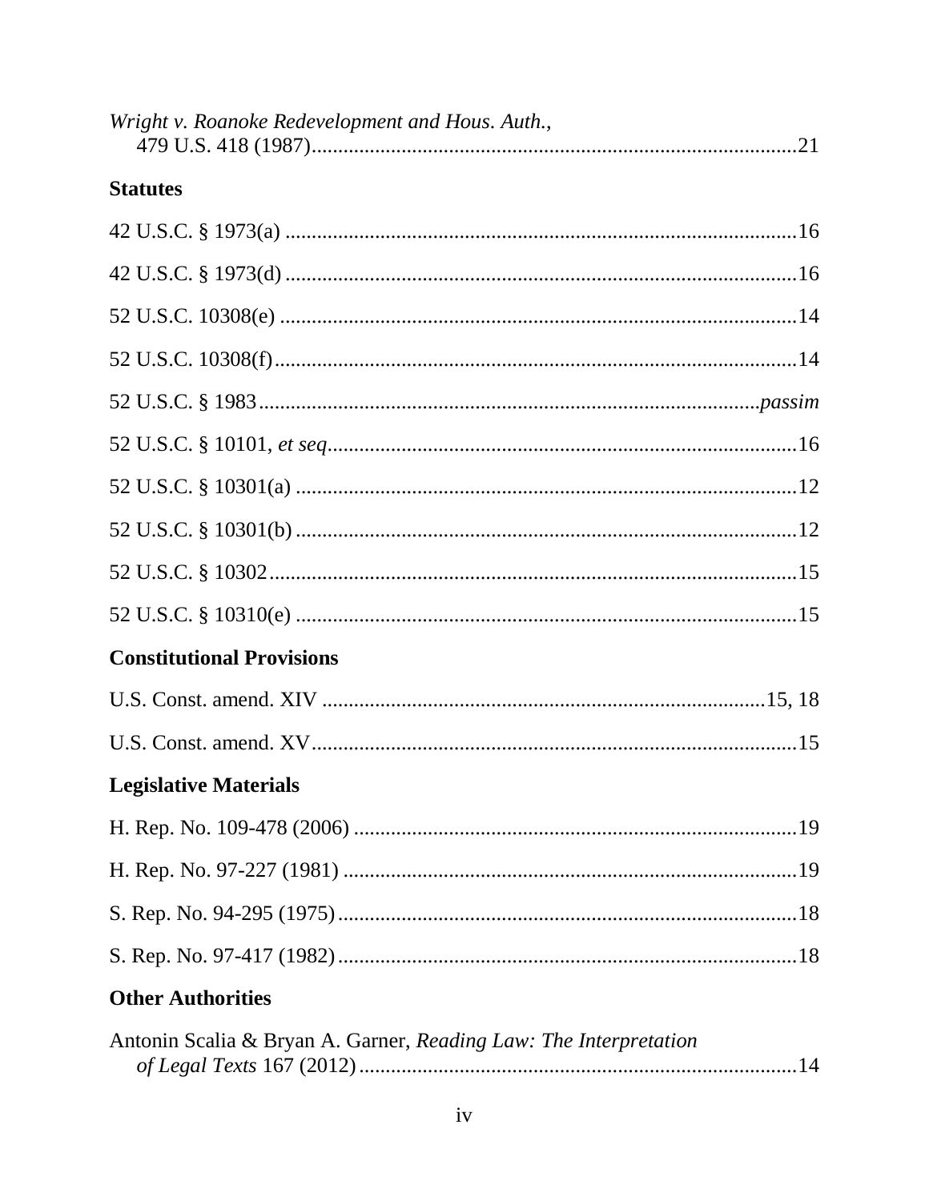*Wright v. Roanoke Redevelopment and Hous. Auth.*,
479 U.S. 418 (1987)............................................................................................21

**Statutes**

42 U.S.C. § 1973(a) ..................................................................................................16

42 U.S.C. § 1973(d) ..................................................................................................16

52 U.S.C. 10308(e) ...................................................................................................14

52 U.S.C. 10308(f)....................................................................................................14

52 U.S.C. § 1983......................................................................................................*passim*

52 U.S.C. § 10101, *et seq*..........................................................................................16

52 U.S.C. § 10301(a) ................................................................................................12

52 U.S.C. § 10301(b) ................................................................................................12

52 U.S.C. § 10302.....................................................................................................15

52 U.S.C. § 10310(e) ................................................................................................15

**Constitutional Provisions**

U.S. Const. amend. XIV .....................................................................................15, 18

U.S. Const. amend. XV.............................................................................................15

**Legislative Materials**

H. Rep. No. 109-478 (2006) .....................................................................................19

H. Rep. No. 97-227 (1981) .......................................................................................19

S. Rep. No. 94-295 (1975)........................................................................................18

S. Rep. No. 97-417 (1982)........................................................................................18

**Other Authorities**

Antonin Scalia & Bryan A. Garner, *Reading Law: The Interpretation of Legal Texts* 167 (2012)...................................................................................14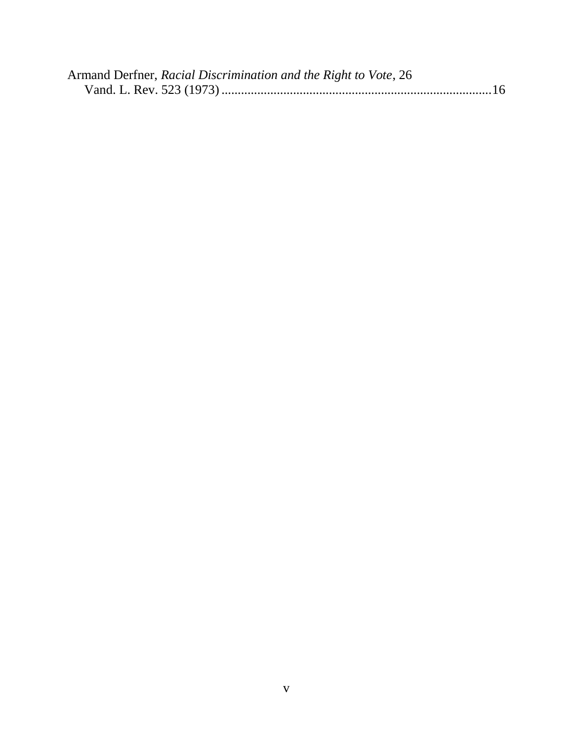Armand Derfner, *Racial Discrimination and the Right to Vote*, 26 Vand. L. Rev. 523 (1973) ..................................................................................16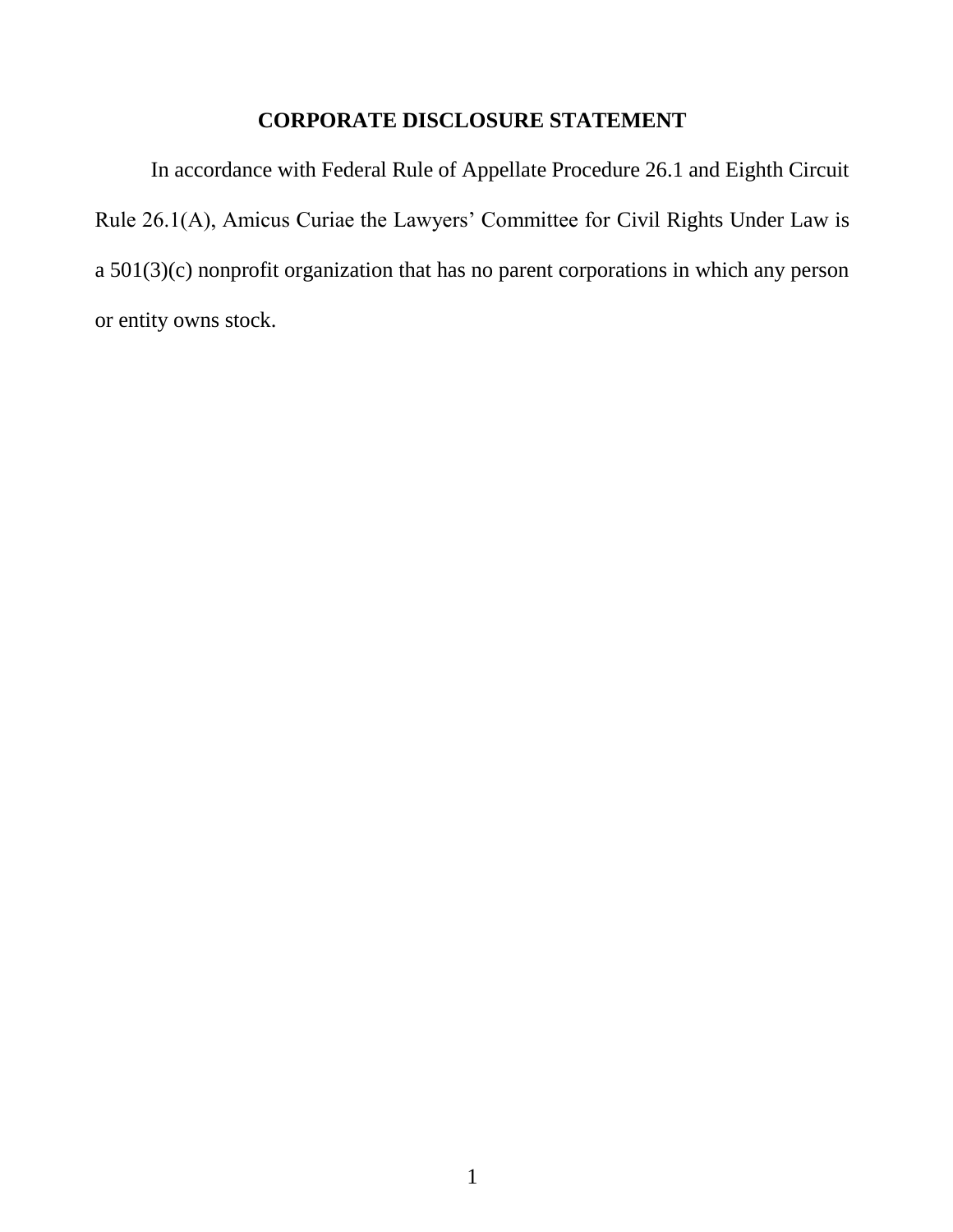## CORPORATE DISCLOSURE STATEMENT

In accordance with Federal Rule of Appellate Procedure 26.1 and Eighth Circuit Rule 26.1(A), Amicus Curiae the Lawyers' Committee for Civil Rights Under Law is a 501(3)(c) nonprofit organization that has no parent corporations in which any person or entity owns stock.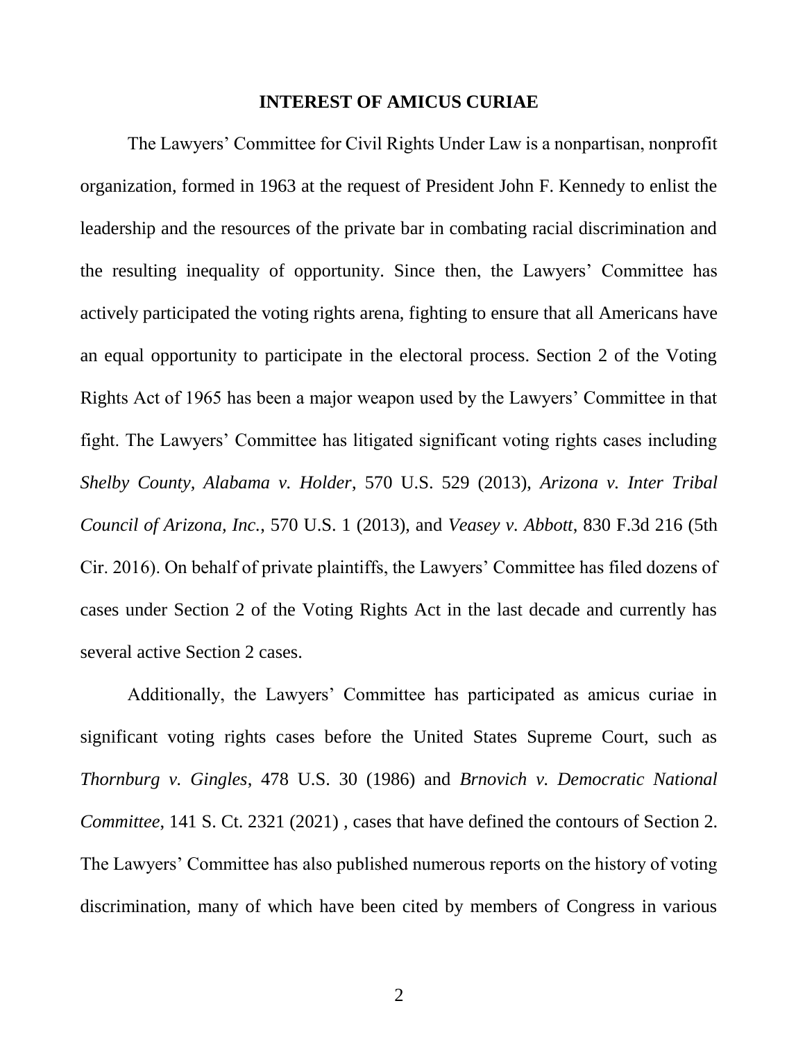## INTEREST OF AMICUS CURIAE

The Lawyers' Committee for Civil Rights Under Law is a nonpartisan, nonprofit organization, formed in 1963 at the request of President John F. Kennedy to enlist the leadership and the resources of the private bar in combating racial discrimination and the resulting inequality of opportunity. Since then, the Lawyers' Committee has actively participated the voting rights arena, fighting to ensure that all Americans have an equal opportunity to participate in the electoral process. Section 2 of the Voting Rights Act of 1965 has been a major weapon used by the Lawyers' Committee in that fight. The Lawyers' Committee has litigated significant voting rights cases including *Shelby County, Alabama v. Holder*, 570 U.S. 529 (2013), *Arizona v. Inter Tribal Council of Arizona, Inc.*, 570 U.S. 1 (2013), and *Veasey v. Abbott*, 830 F.3d 216 (5th Cir. 2016). On behalf of private plaintiffs, the Lawyers' Committee has filed dozens of cases under Section 2 of the Voting Rights Act in the last decade and currently has several active Section 2 cases.

Additionally, the Lawyers' Committee has participated as amicus curiae in significant voting rights cases before the United States Supreme Court, such as *Thornburg v. Gingles*, 478 U.S. 30 (1986) and *Brnovich v. Democratic National Committee*, 141 S. Ct. 2321 (2021) , cases that have defined the contours of Section 2. The Lawyers' Committee has also published numerous reports on the history of voting discrimination, many of which have been cited by members of Congress in various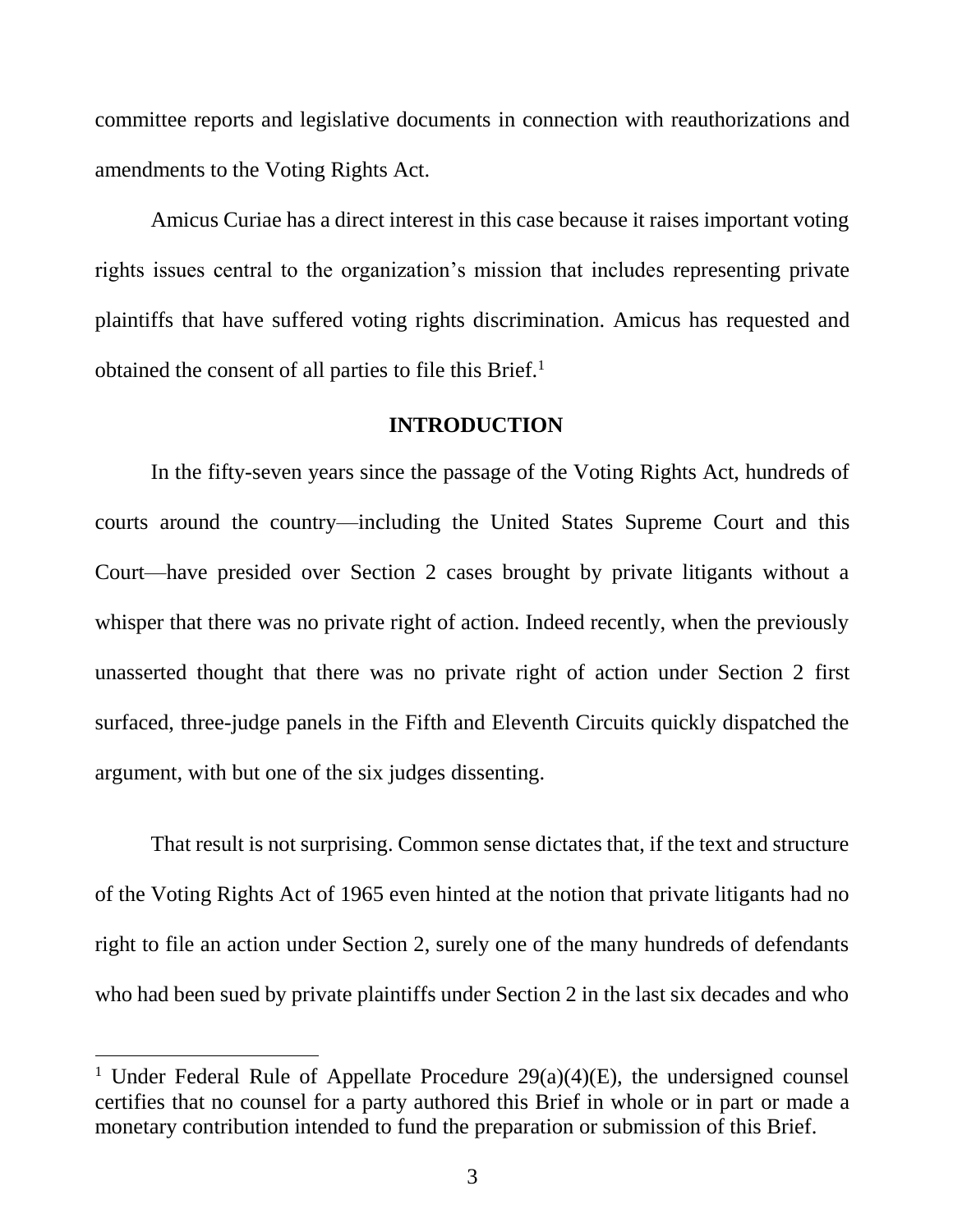committee reports and legislative documents in connection with reauthorizations and amendments to the Voting Rights Act.

Amicus Curiae has a direct interest in this case because it raises important voting rights issues central to the organization's mission that includes representing private plaintiffs that have suffered voting rights discrimination. Amicus has requested and obtained the consent of all parties to file this Brief.[1]

## INTRODUCTION

In the fifty-seven years since the passage of the Voting Rights Act, hundreds of courts around the country—including the United States Supreme Court and this Court—have presided over Section 2 cases brought by private litigants without a whisper that there was no private right of action. Indeed recently, when the previously unasserted thought that there was no private right of action under Section 2 first surfaced, three-judge panels in the Fifth and Eleventh Circuits quickly dispatched the argument, with but one of the six judges dissenting.

That result is not surprising. Common sense dictates that, if the text and structure of the Voting Rights Act of 1965 even hinted at the notion that private litigants had no right to file an action under Section 2, surely one of the many hundreds of defendants who had been sued by private plaintiffs under Section 2 in the last six decades and who

---

[1] Under Federal Rule of Appellate Procedure 29(a)(4)(E), the undersigned counsel certifies that no counsel for a party authored this Brief in whole or in part or made a monetary contribution intended to fund the preparation or submission of this Brief.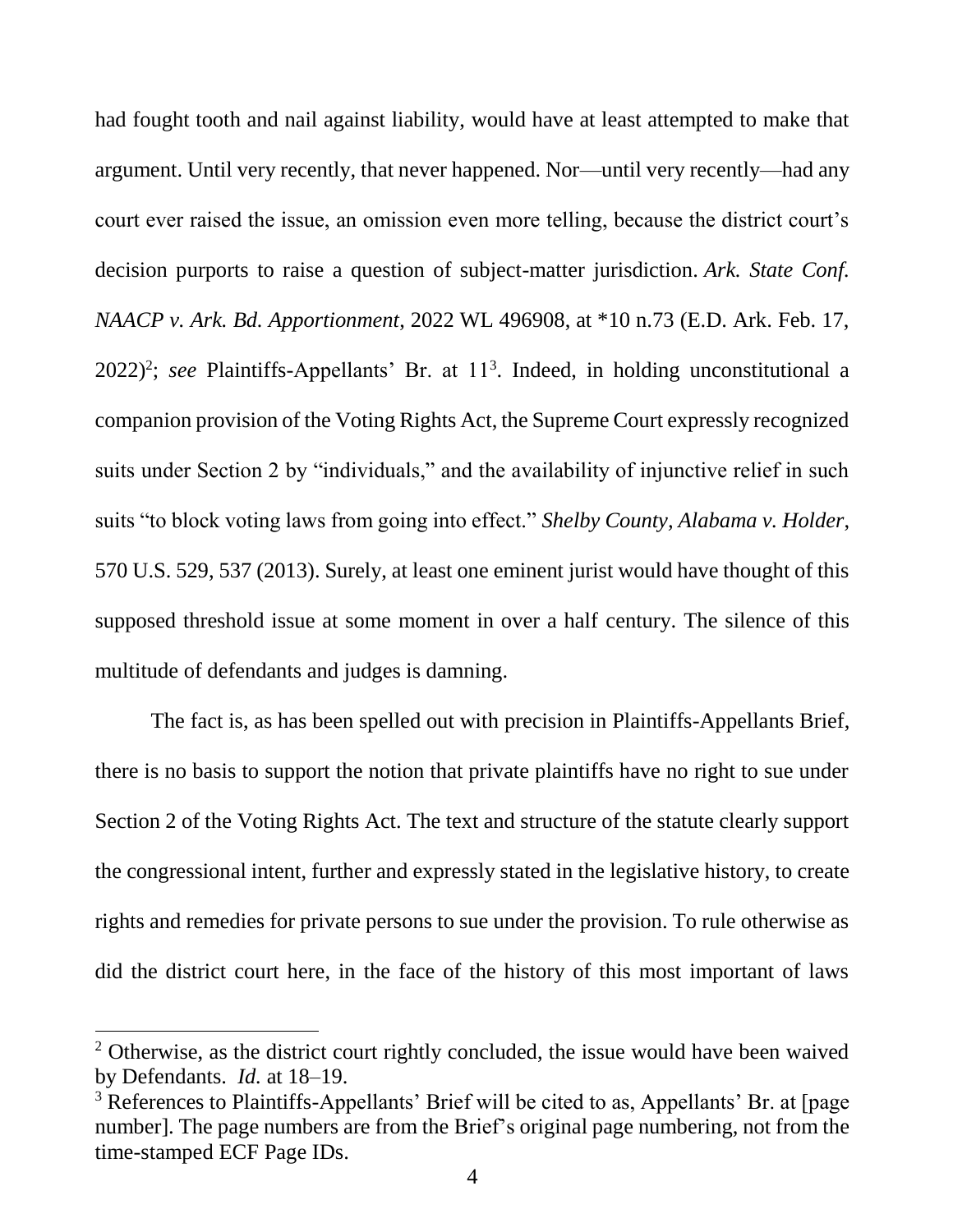had fought tooth and nail against liability, would have at least attempted to make that argument. Until very recently, that never happened. Nor—until very recently—had any court ever raised the issue, an omission even more telling, because the district court's decision purports to raise a question of subject-matter jurisdiction. *Ark. State Conf. NAACP v. Ark. Bd. Apportionment*, 2022 WL 496908, at *10 n.73 (E.D. Ark. Feb. 17, 2022)[2]; *see* Plaintiffs-Appellants' Br. at 11[3]. Indeed, in holding unconstitutional a companion provision of the Voting Rights Act, the Supreme Court expressly recognized suits under Section 2 by "individuals," and the availability of injunctive relief in such suits "to block voting laws from going into effect." *Shelby County, Alabama v. Holder*, 570 U.S. 529, 537 (2013). Surely, at least one eminent jurist would have thought of this supposed threshold issue at some moment in over a half century. The silence of this multitude of defendants and judges is damning.

The fact is, as has been spelled out with precision in Plaintiffs-Appellants Brief, there is no basis to support the notion that private plaintiffs have no right to sue under Section 2 of the Voting Rights Act. The text and structure of the statute clearly support the congressional intent, further and expressly stated in the legislative history, to create rights and remedies for private persons to sue under the provision. To rule otherwise as did the district court here, in the face of the history of this most important of laws

[2] Otherwise, as the district court rightly concluded, the issue would have been waived by Defendants. *Id.* at 18–19.

[3] References to Plaintiffs-Appellants' Brief will be cited to as, Appellants' Br. at [page number]. The page numbers are from the Brief's original page numbering, not from the time-stamped ECF Page IDs.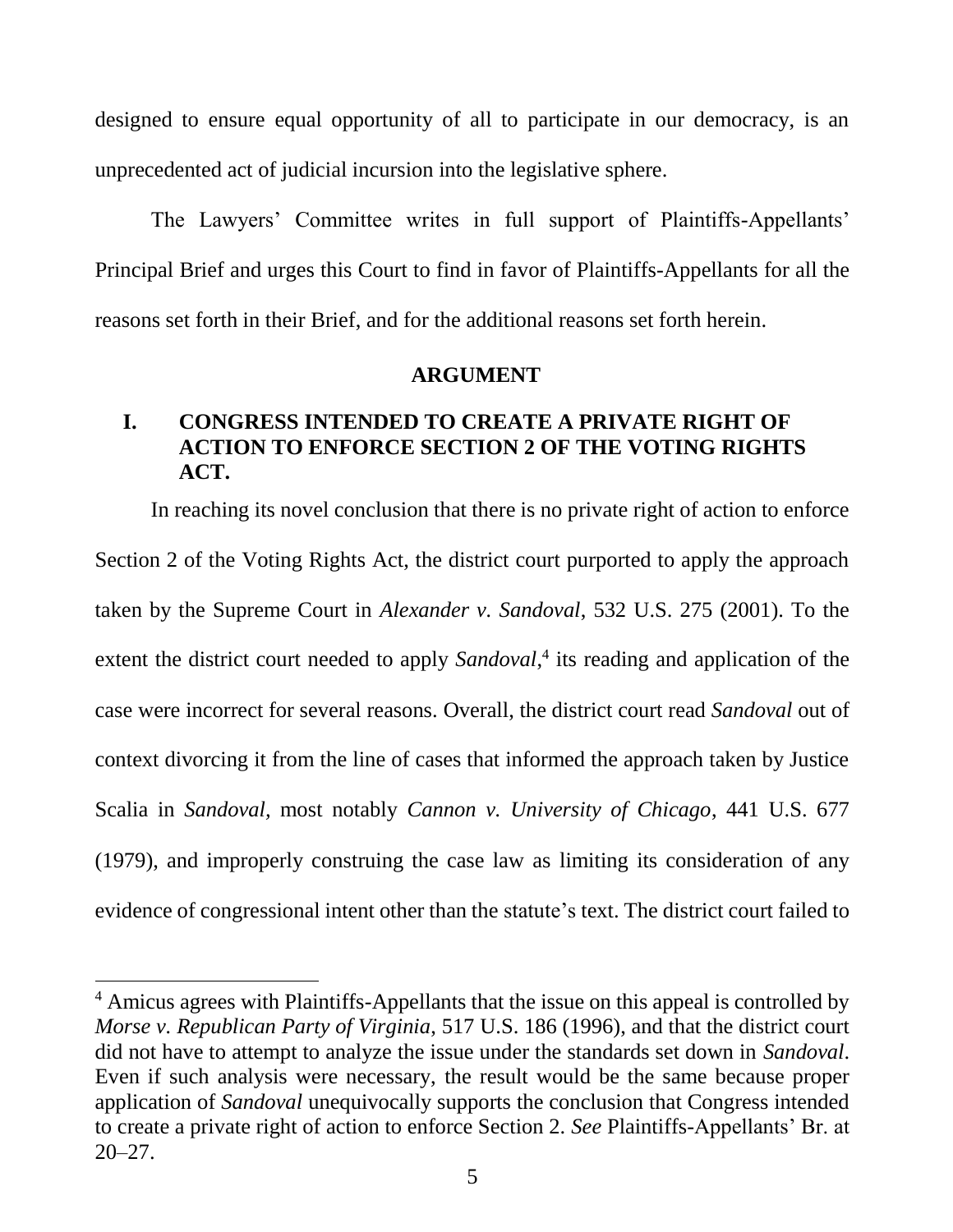designed to ensure equal opportunity of all to participate in our democracy, is an unprecedented act of judicial incursion into the legislative sphere.

The Lawyers' Committee writes in full support of Plaintiffs-Appellants' Principal Brief and urges this Court to find in favor of Plaintiffs-Appellants for all the reasons set forth in their Brief, and for the additional reasons set forth herein.

## ARGUMENT

### I. CONGRESS INTENDED TO CREATE A PRIVATE RIGHT OF ACTION TO ENFORCE SECTION 2 OF THE VOTING RIGHTS ACT.

In reaching its novel conclusion that there is no private right of action to enforce Section 2 of the Voting Rights Act, the district court purported to apply the approach taken by the Supreme Court in *Alexander v. Sandoval*, 532 U.S. 275 (2001). To the extent the district court needed to apply *Sandoval*,[4] its reading and application of the case were incorrect for several reasons. Overall, the district court read *Sandoval* out of context divorcing it from the line of cases that informed the approach taken by Justice Scalia in *Sandoval*, most notably *Cannon v. University of Chicago*, 441 U.S. 677 (1979), and improperly construing the case law as limiting its consideration of any evidence of congressional intent other than the statute's text. The district court failed to

---

[4] Amicus agrees with Plaintiffs-Appellants that the issue on this appeal is controlled by *Morse v. Republican Party of Virginia,* 517 U.S. 186 (1996), and that the district court did not have to attempt to analyze the issue under the standards set down in *Sandoval*. Even if such analysis were necessary, the result would be the same because proper application of *Sandoval* unequivocally supports the conclusion that Congress intended to create a private right of action to enforce Section 2. *See* Plaintiffs-Appellants' Br. at 20–27.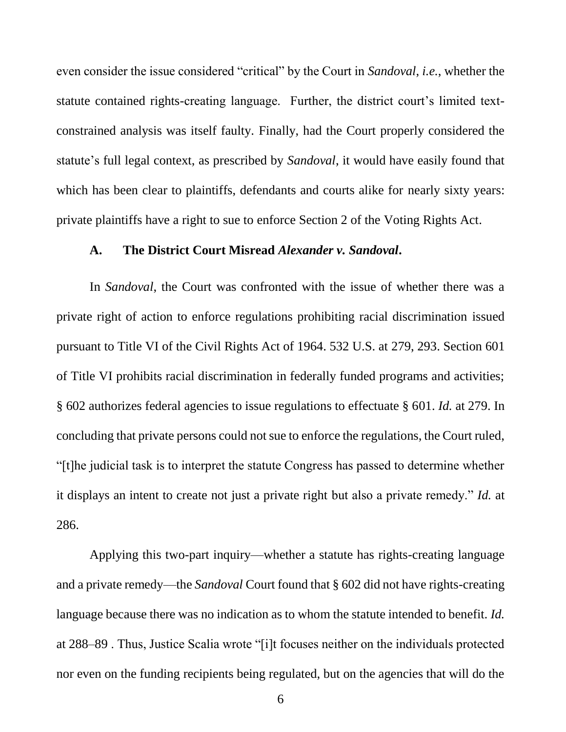even consider the issue considered "critical" by the Court in *Sandoval*, *i.e.*, whether the statute contained rights-creating language. Further, the district court's limited text-constrained analysis was itself faulty. Finally, had the Court properly considered the statute's full legal context, as prescribed by *Sandoval*, it would have easily found that which has been clear to plaintiffs, defendants and courts alike for nearly sixty years: private plaintiffs have a right to sue to enforce Section 2 of the Voting Rights Act.

### A. The District Court Misread *Alexander v. Sandoval*.

In *Sandoval*, the Court was confronted with the issue of whether there was a private right of action to enforce regulations prohibiting racial discrimination issued pursuant to Title VI of the Civil Rights Act of 1964. 532 U.S. at 279, 293. Section 601 of Title VI prohibits racial discrimination in federally funded programs and activities; § 602 authorizes federal agencies to issue regulations to effectuate § 601. *Id.* at 279. In concluding that private persons could not sue to enforce the regulations, the Court ruled, "[t]he judicial task is to interpret the statute Congress has passed to determine whether it displays an intent to create not just a private right but also a private remedy." *Id.* at 286.

Applying this two-part inquiry—whether a statute has rights-creating language and a private remedy—the *Sandoval* Court found that § 602 did not have rights-creating language because there was no indication as to whom the statute intended to benefit. *Id.* at 288–89 . Thus, Justice Scalia wrote "[i]t focuses neither on the individuals protected nor even on the funding recipients being regulated, but on the agencies that will do the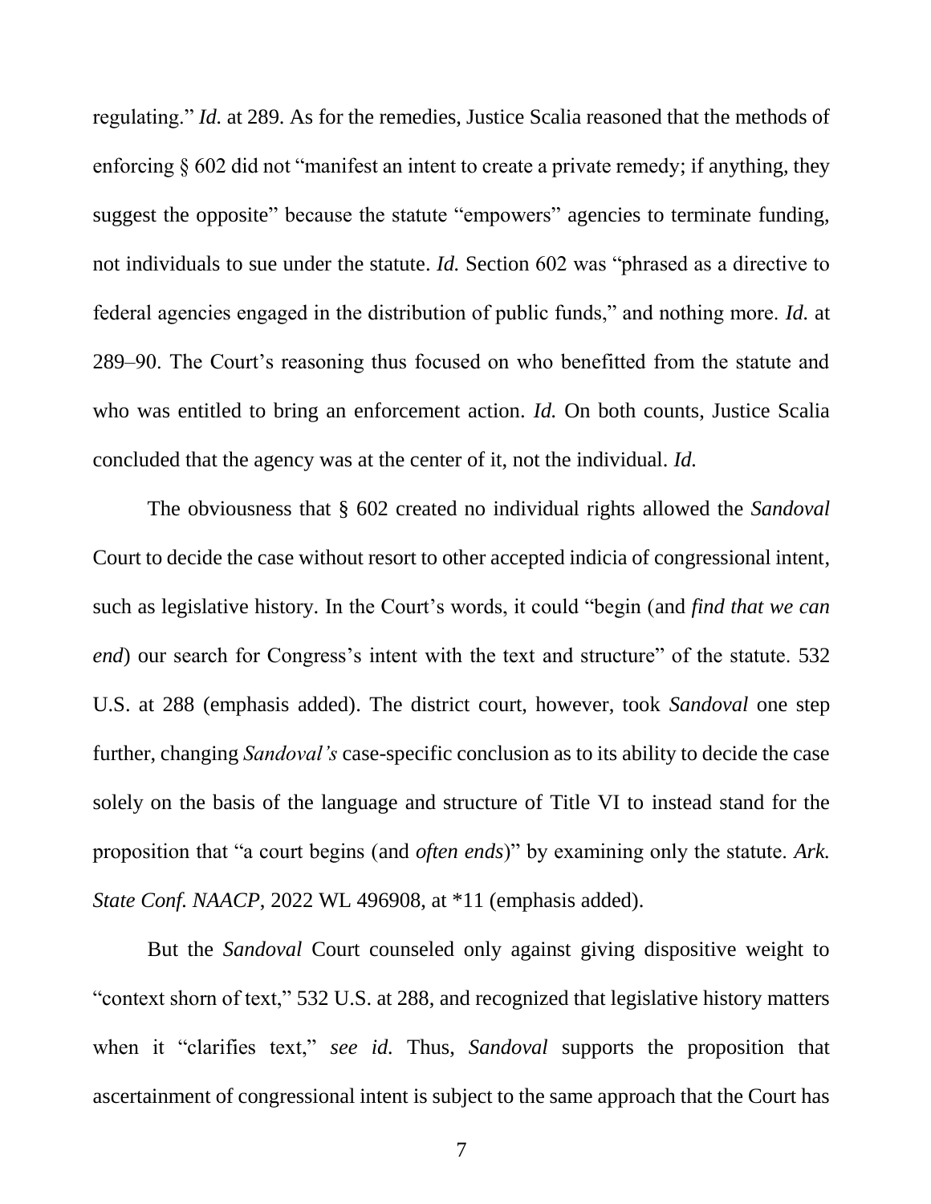regulating." *Id.* at 289. As for the remedies, Justice Scalia reasoned that the methods of enforcing § 602 did not "manifest an intent to create a private remedy; if anything, they suggest the opposite" because the statute "empowers" agencies to terminate funding, not individuals to sue under the statute. *Id.* Section 602 was "phrased as a directive to federal agencies engaged in the distribution of public funds," and nothing more. *Id.* at 289–90. The Court's reasoning thus focused on who benefitted from the statute and who was entitled to bring an enforcement action. *Id.* On both counts, Justice Scalia concluded that the agency was at the center of it, not the individual. *Id.*

The obviousness that § 602 created no individual rights allowed the *Sandoval* Court to decide the case without resort to other accepted indicia of congressional intent, such as legislative history. In the Court's words, it could "begin (and *find that we can end*) our search for Congress's intent with the text and structure" of the statute. 532 U.S. at 288 (emphasis added). The district court, however, took *Sandoval* one step further, changing *Sandoval's* case-specific conclusion as to its ability to decide the case solely on the basis of the language and structure of Title VI to instead stand for the proposition that "a court begins (and *often ends*)" by examining only the statute. *Ark. State Conf. NAACP*, 2022 WL 496908, at *11 (emphasis added).

But the *Sandoval* Court counseled only against giving dispositive weight to "context shorn of text," 532 U.S. at 288, and recognized that legislative history matters when it "clarifies text," *see id.* Thus, *Sandoval* supports the proposition that ascertainment of congressional intent is subject to the same approach that the Court has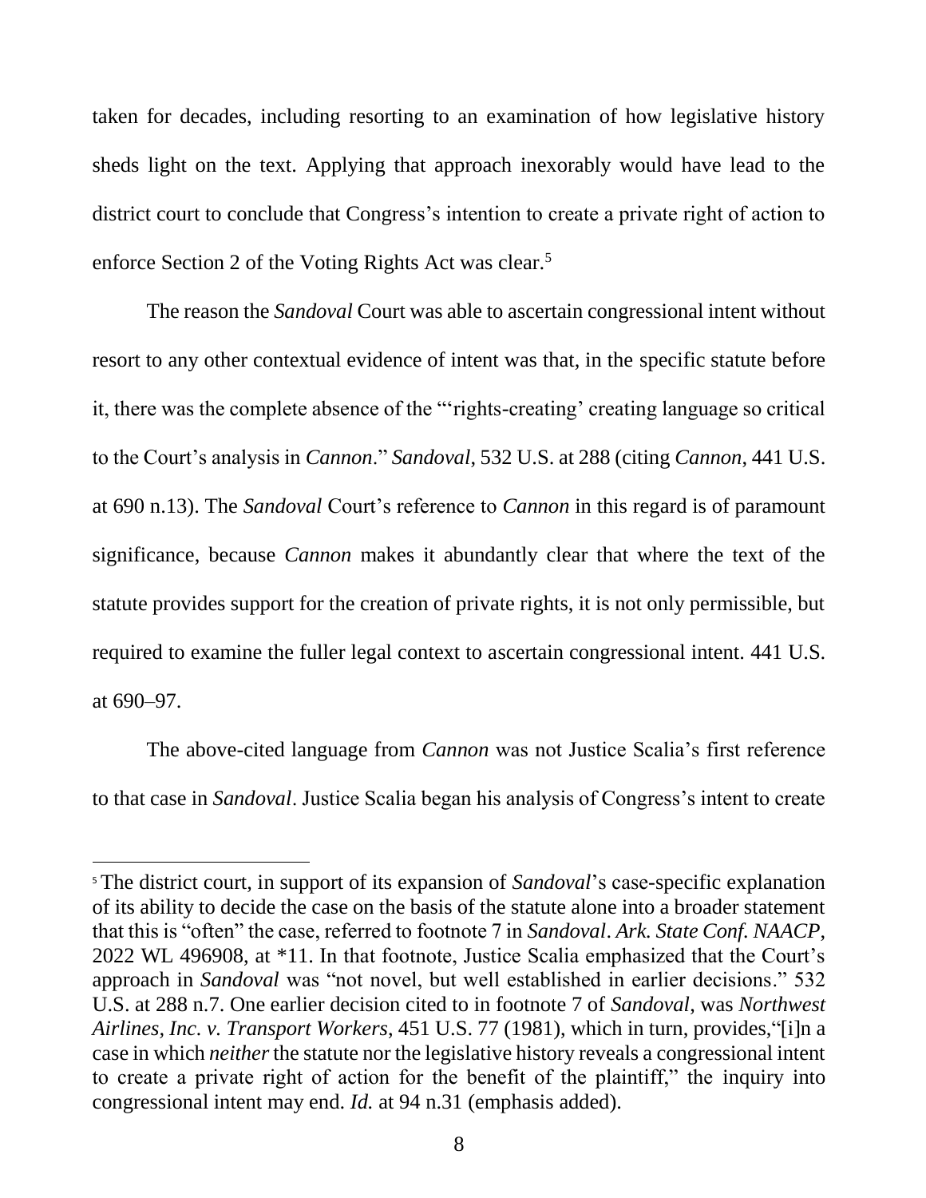taken for decades, including resorting to an examination of how legislative history sheds light on the text. Applying that approach inexorably would have lead to the district court to conclude that Congress's intention to create a private right of action to enforce Section 2 of the Voting Rights Act was clear.[5]

The reason the *Sandoval* Court was able to ascertain congressional intent without resort to any other contextual evidence of intent was that, in the specific statute before it, there was the complete absence of the "'rights-creating' creating language so critical to the Court's analysis in *Cannon*." *Sandoval*, 532 U.S. at 288 (citing *Cannon*, 441 U.S. at 690 n.13). The *Sandoval* Court's reference to *Cannon* in this regard is of paramount significance, because *Cannon* makes it abundantly clear that where the text of the statute provides support for the creation of private rights, it is not only permissible, but required to examine the fuller legal context to ascertain congressional intent. 441 U.S. at 690–97.

The above-cited language from *Cannon* was not Justice Scalia's first reference to that case in *Sandoval*. Justice Scalia began his analysis of Congress's intent to create

---

[5] The district court, in support of its expansion of *Sandoval*'s case-specific explanation of its ability to decide the case on the basis of the statute alone into a broader statement that this is "often" the case, referred to footnote 7 in *Sandoval*. *Ark. State Conf. NAACP*, 2022 WL 496908, at *11. In that footnote, Justice Scalia emphasized that the Court's approach in *Sandoval* was "not novel, but well established in earlier decisions." 532 U.S. at 288 n.7. One earlier decision cited to in footnote 7 of *Sandoval*, was *Northwest Airlines, Inc. v. Transport Workers*, 451 U.S. 77 (1981), which in turn, provides,"[i]n a case in which *neither* the statute nor the legislative history reveals a congressional intent to create a private right of action for the benefit of the plaintiff," the inquiry into congressional intent may end. *Id.* at 94 n.31 (emphasis added).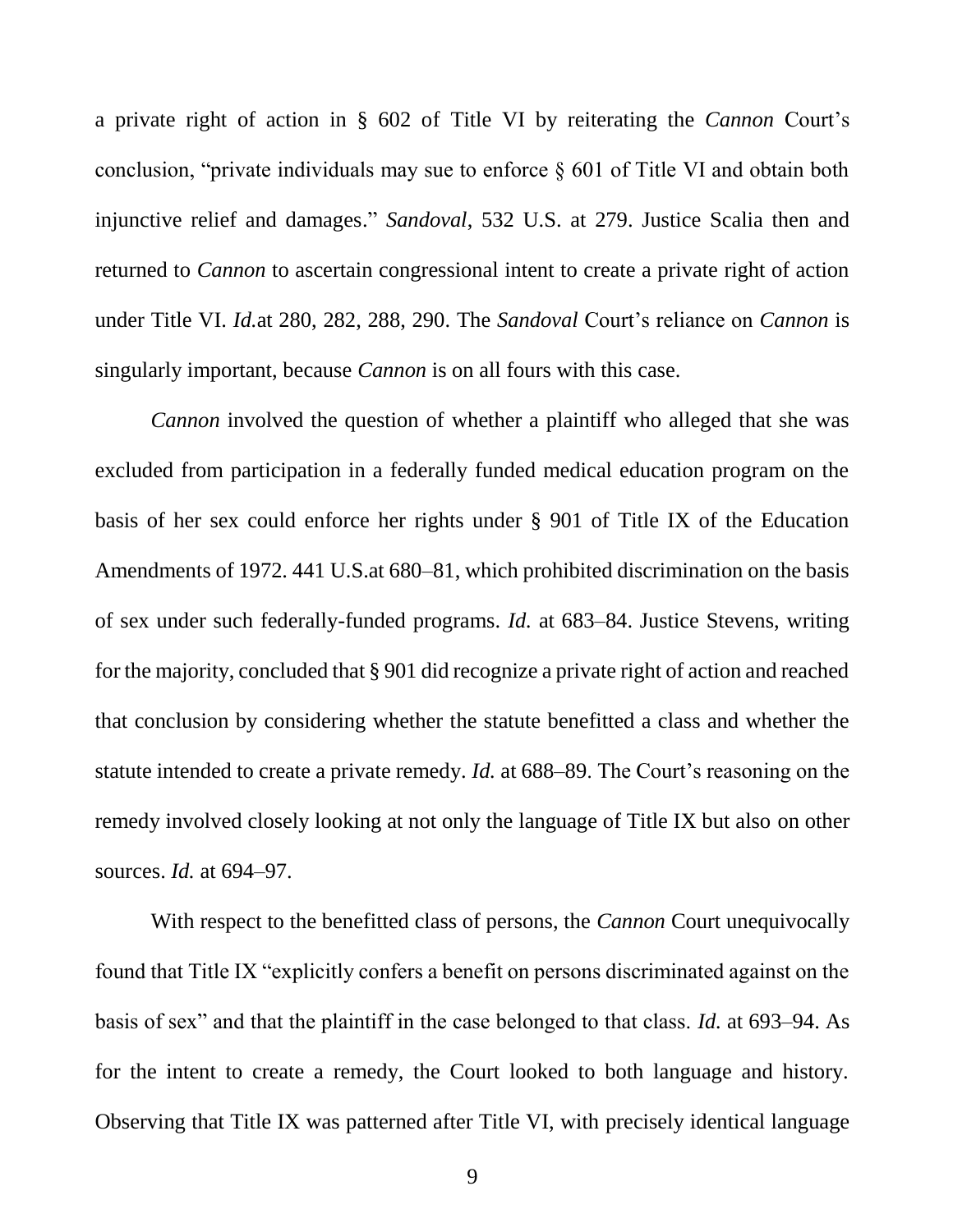a private right of action in § 602 of Title VI by reiterating the *Cannon* Court's conclusion, "private individuals may sue to enforce § 601 of Title VI and obtain both injunctive relief and damages." *Sandoval*, 532 U.S. at 279. Justice Scalia then and returned to *Cannon* to ascertain congressional intent to create a private right of action under Title VI. *Id.*at 280, 282, 288, 290. The *Sandoval* Court's reliance on *Cannon* is singularly important, because *Cannon* is on all fours with this case.

*Cannon* involved the question of whether a plaintiff who alleged that she was excluded from participation in a federally funded medical education program on the basis of her sex could enforce her rights under § 901 of Title IX of the Education Amendments of 1972. 441 U.S.at 680–81, which prohibited discrimination on the basis of sex under such federally-funded programs. *Id.* at 683–84. Justice Stevens, writing for the majority, concluded that § 901 did recognize a private right of action and reached that conclusion by considering whether the statute benefitted a class and whether the statute intended to create a private remedy. *Id.* at 688–89. The Court's reasoning on the remedy involved closely looking at not only the language of Title IX but also on other sources. *Id.* at 694–97.

With respect to the benefitted class of persons, the *Cannon* Court unequivocally found that Title IX "explicitly confers a benefit on persons discriminated against on the basis of sex" and that the plaintiff in the case belonged to that class. *Id.* at 693–94. As for the intent to create a remedy, the Court looked to both language and history. Observing that Title IX was patterned after Title VI, with precisely identical language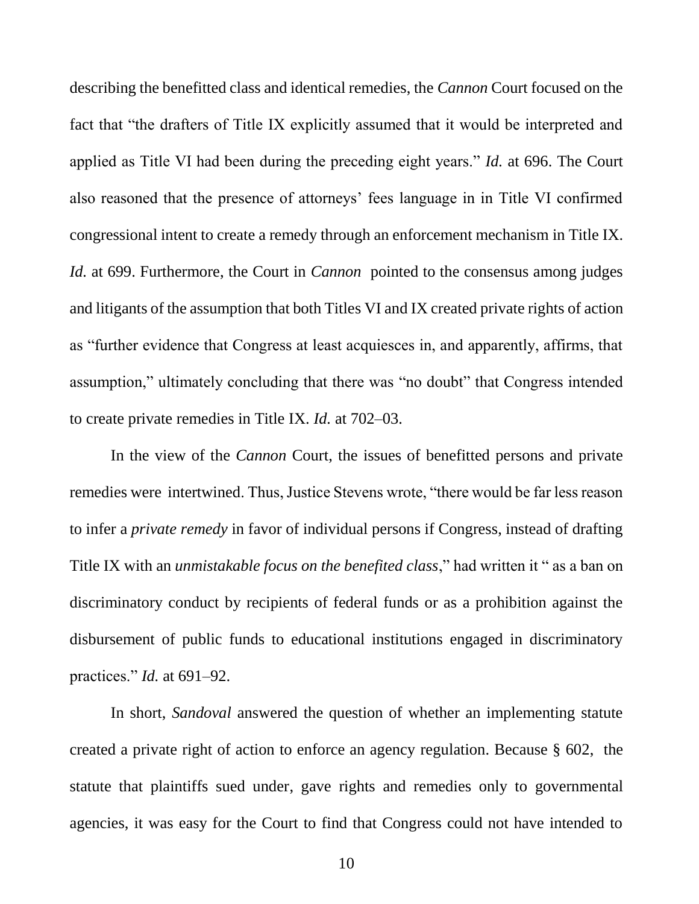describing the benefitted class and identical remedies, the *Cannon* Court focused on the fact that "the drafters of Title IX explicitly assumed that it would be interpreted and applied as Title VI had been during the preceding eight years." *Id.* at 696. The Court also reasoned that the presence of attorneys' fees language in in Title VI confirmed congressional intent to create a remedy through an enforcement mechanism in Title IX. *Id.* at 699. Furthermore, the Court in *Cannon* pointed to the consensus among judges and litigants of the assumption that both Titles VI and IX created private rights of action as "further evidence that Congress at least acquiesces in, and apparently, affirms, that assumption," ultimately concluding that there was "no doubt" that Congress intended to create private remedies in Title IX. *Id.* at 702–03.

In the view of the *Cannon* Court, the issues of benefitted persons and private remedies were intertwined. Thus, Justice Stevens wrote, "there would be far less reason to infer a *private remedy* in favor of individual persons if Congress, instead of drafting Title IX with an *unmistakable focus on the benefited class*," had written it " as a ban on discriminatory conduct by recipients of federal funds or as a prohibition against the disbursement of public funds to educational institutions engaged in discriminatory practices." *Id.* at 691–92.

In short, *Sandoval* answered the question of whether an implementing statute created a private right of action to enforce an agency regulation. Because § 602, the statute that plaintiffs sued under, gave rights and remedies only to governmental agencies, it was easy for the Court to find that Congress could not have intended to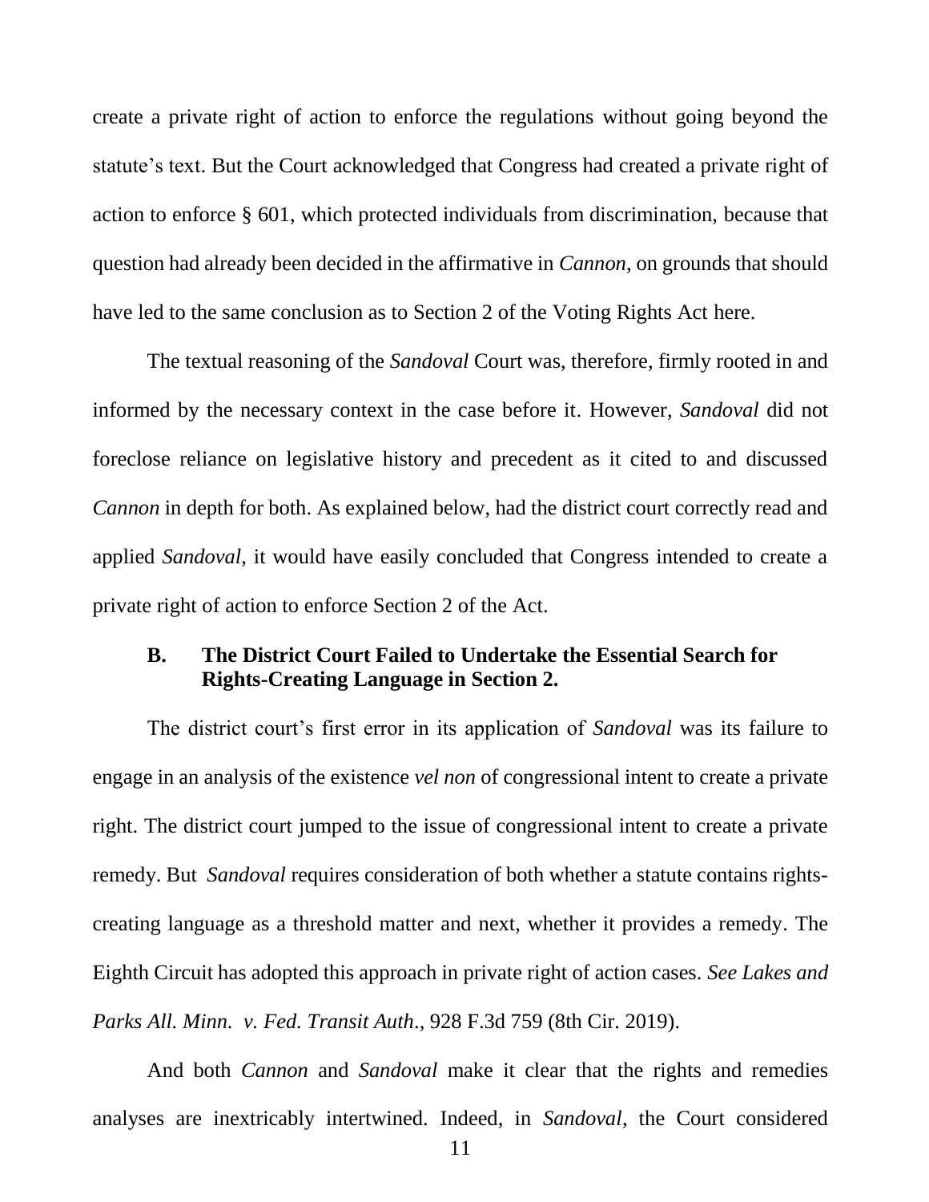create a private right of action to enforce the regulations without going beyond the statute's text. But the Court acknowledged that Congress had created a private right of action to enforce § 601, which protected individuals from discrimination, because that question had already been decided in the affirmative in *Cannon*, on grounds that should have led to the same conclusion as to Section 2 of the Voting Rights Act here.

The textual reasoning of the *Sandoval* Court was, therefore, firmly rooted in and informed by the necessary context in the case before it. However, *Sandoval* did not foreclose reliance on legislative history and precedent as it cited to and discussed *Cannon* in depth for both. As explained below, had the district court correctly read and applied *Sandoval*, it would have easily concluded that Congress intended to create a private right of action to enforce Section 2 of the Act.

### B. The District Court Failed to Undertake the Essential Search for Rights-Creating Language in Section 2.

The district court's first error in its application of *Sandoval* was its failure to engage in an analysis of the existence *vel non* of congressional intent to create a private right. The district court jumped to the issue of congressional intent to create a private remedy. But *Sandoval* requires consideration of both whether a statute contains rights-creating language as a threshold matter and next, whether it provides a remedy. The Eighth Circuit has adopted this approach in private right of action cases. *See Lakes and Parks All. Minn. v. Fed. Transit Auth*., 928 F.3d 759 (8th Cir. 2019).

And both *Cannon* and *Sandoval* make it clear that the rights and remedies analyses are inextricably intertwined. Indeed, in *Sandoval*, the Court considered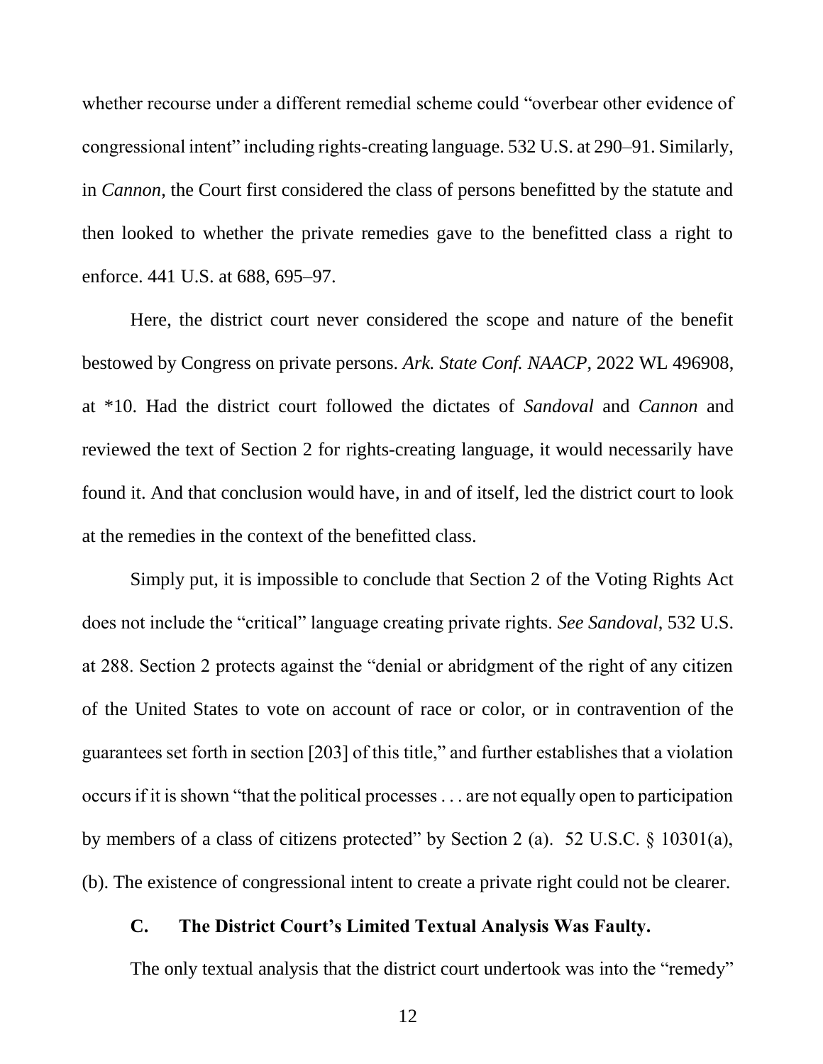whether recourse under a different remedial scheme could "overbear other evidence of congressional intent" including rights-creating language. 532 U.S. at 290–91. Similarly, in *Cannon*, the Court first considered the class of persons benefitted by the statute and then looked to whether the private remedies gave to the benefitted class a right to enforce. 441 U.S. at 688, 695–97.

Here, the district court never considered the scope and nature of the benefit bestowed by Congress on private persons. *Ark. State Conf. NAACP*, 2022 WL 496908, at *10. Had the district court followed the dictates of *Sandoval* and *Cannon* and reviewed the text of Section 2 for rights-creating language, it would necessarily have found it. And that conclusion would have, in and of itself, led the district court to look at the remedies in the context of the benefitted class.

Simply put, it is impossible to conclude that Section 2 of the Voting Rights Act does not include the "critical" language creating private rights. *See Sandoval*, 532 U.S. at 288. Section 2 protects against the "denial or abridgment of the right of any citizen of the United States to vote on account of race or color, or in contravention of the guarantees set forth in section [203] of this title," and further establishes that a violation occurs if it is shown "that the political processes . . . are not equally open to participation by members of a class of citizens protected" by Section 2 (a). 52 U.S.C. § 10301(a), (b). The existence of congressional intent to create a private right could not be clearer.

### C. The District Court's Limited Textual Analysis Was Faulty.

The only textual analysis that the district court undertook was into the "remedy"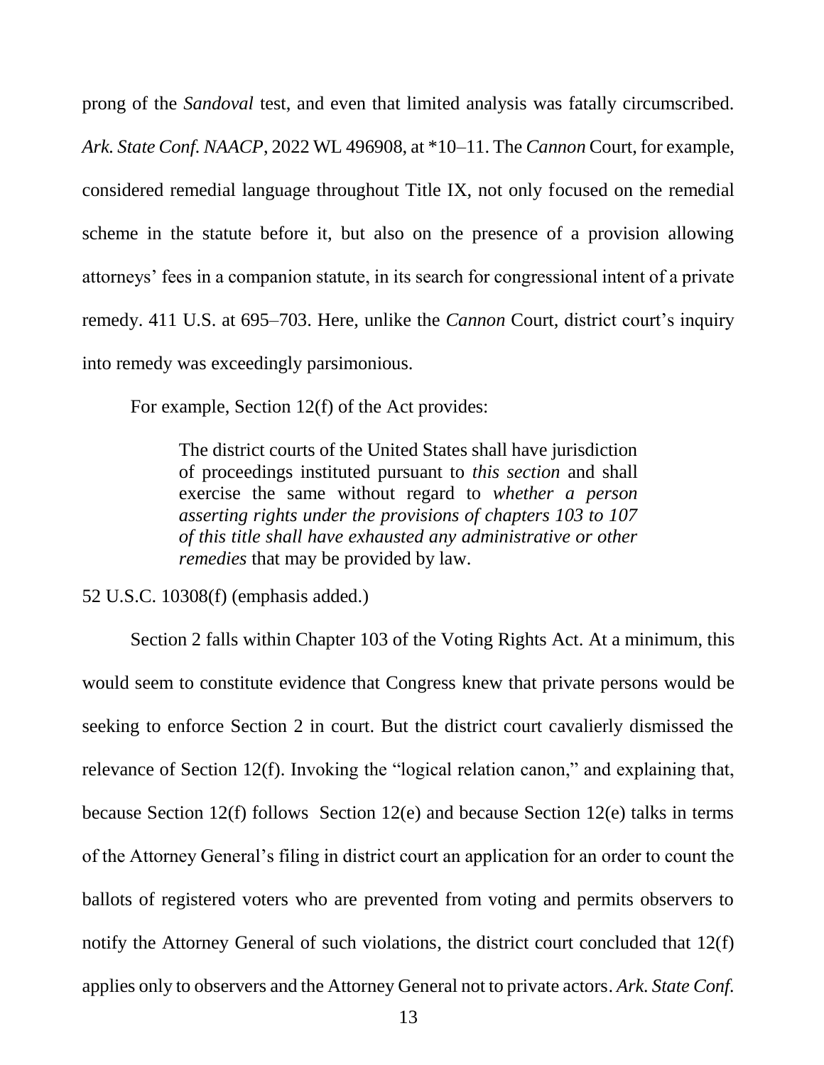prong of the *Sandoval* test, and even that limited analysis was fatally circumscribed. *Ark. State Conf. NAACP*, 2022 WL 496908, at *10–11. The *Cannon* Court, for example, considered remedial language throughout Title IX, not only focused on the remedial scheme in the statute before it, but also on the presence of a provision allowing attorneys' fees in a companion statute, in its search for congressional intent of a private remedy. 411 U.S. at 695–703. Here, unlike the *Cannon* Court, district court's inquiry into remedy was exceedingly parsimonious.

For example, Section 12(f) of the Act provides:

> The district courts of the United States shall have jurisdiction of proceedings instituted pursuant to *this section* and shall exercise the same without regard to *whether a person asserting rights under the provisions of chapters 103 to 107 of this title shall have exhausted any administrative or other remedies* that may be provided by law.

52 U.S.C. 10308(f) (emphasis added.)

Section 2 falls within Chapter 103 of the Voting Rights Act. At a minimum, this would seem to constitute evidence that Congress knew that private persons would be seeking to enforce Section 2 in court. But the district court cavalierly dismissed the relevance of Section 12(f). Invoking the "logical relation canon," and explaining that, because Section 12(f) follows Section 12(e) and because Section 12(e) talks in terms of the Attorney General's filing in district court an application for an order to count the ballots of registered voters who are prevented from voting and permits observers to notify the Attorney General of such violations, the district court concluded that 12(f) applies only to observers and the Attorney General not to private actors. *Ark. State Conf.*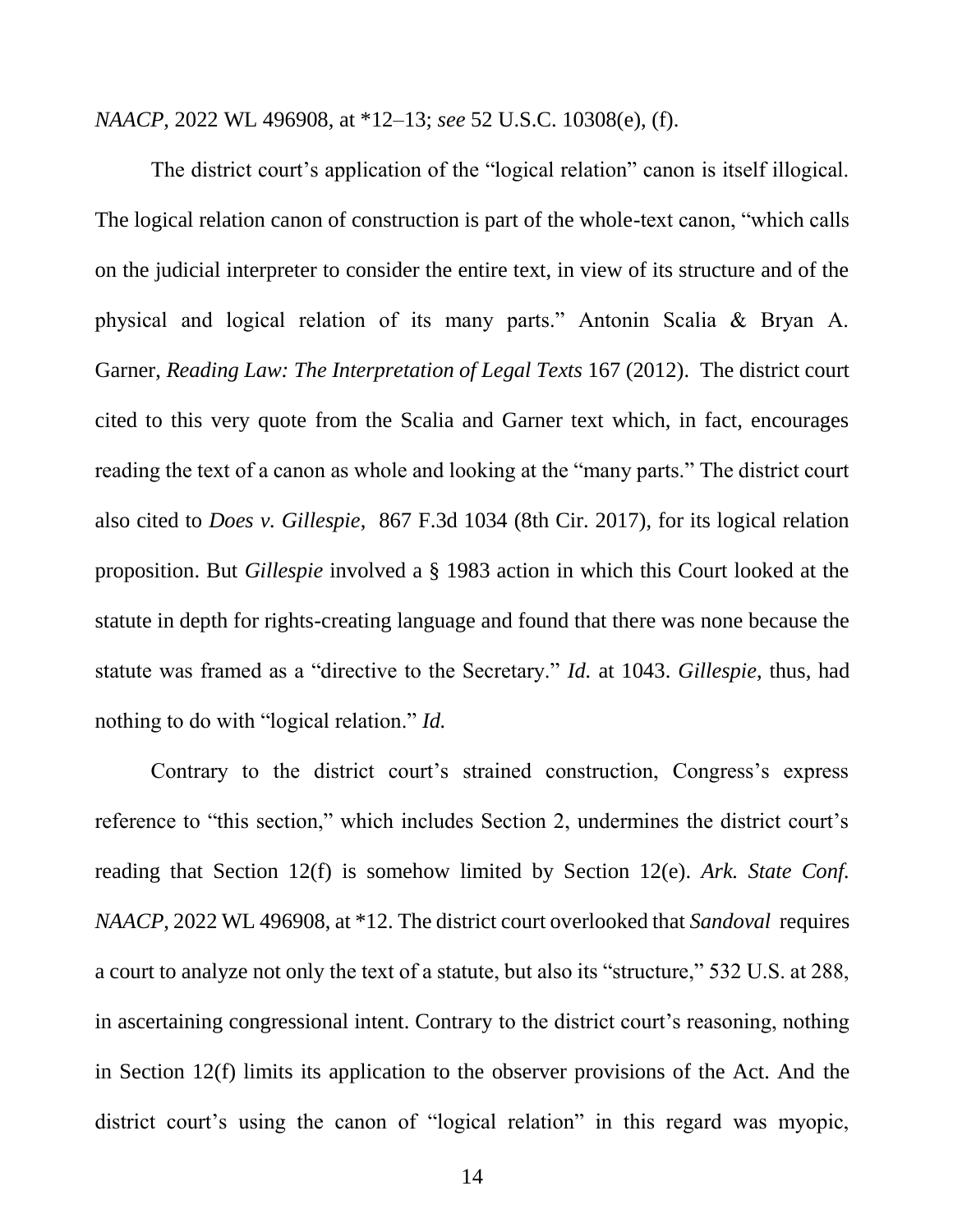*NAACP*, 2022 WL 496908, at *12–13; *see* 52 U.S.C. 10308(e), (f).

The district court's application of the "logical relation" canon is itself illogical. The logical relation canon of construction is part of the whole-text canon, "which calls on the judicial interpreter to consider the entire text, in view of its structure and of the physical and logical relation of its many parts." Antonin Scalia & Bryan A. Garner, *Reading Law: The Interpretation of Legal Texts* 167 (2012). The district court cited to this very quote from the Scalia and Garner text which, in fact, encourages reading the text of a canon as whole and looking at the "many parts." The district court also cited to *Does v. Gillespie*, 867 F.3d 1034 (8th Cir. 2017), for its logical relation proposition. But *Gillespie* involved a § 1983 action in which this Court looked at the statute in depth for rights-creating language and found that there was none because the statute was framed as a "directive to the Secretary." *Id.* at 1043. *Gillespie*, thus, had nothing to do with "logical relation." *Id.*

Contrary to the district court's strained construction, Congress's express reference to "this section," which includes Section 2, undermines the district court's reading that Section 12(f) is somehow limited by Section 12(e). *Ark. State Conf. NAACP*, 2022 WL 496908, at *12. The district court overlooked that *Sandoval* requires a court to analyze not only the text of a statute, but also its "structure," 532 U.S. at 288, in ascertaining congressional intent. Contrary to the district court's reasoning, nothing in Section 12(f) limits its application to the observer provisions of the Act. And the district court's using the canon of "logical relation" in this regard was myopic,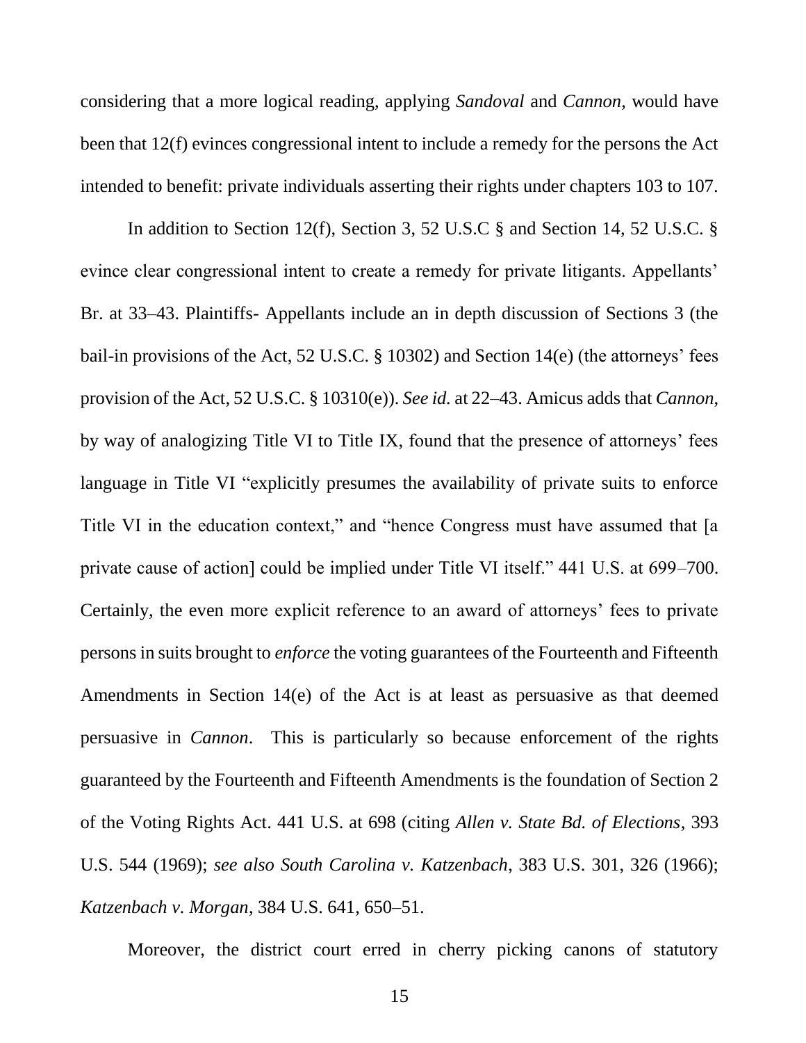considering that a more logical reading, applying *Sandoval* and *Cannon*, would have been that 12(f) evinces congressional intent to include a remedy for the persons the Act intended to benefit: private individuals asserting their rights under chapters 103 to 107.

In addition to Section 12(f), Section 3, 52 U.S.C § and Section 14, 52 U.S.C. § evince clear congressional intent to create a remedy for private litigants. Appellants' Br. at 33–43. Plaintiffs- Appellants include an in depth discussion of Sections 3 (the bail-in provisions of the Act, 52 U.S.C. § 10302) and Section 14(e) (the attorneys' fees provision of the Act, 52 U.S.C. § 10310(e)). *See id.* at 22–43. Amicus adds that *Cannon*, by way of analogizing Title VI to Title IX, found that the presence of attorneys' fees language in Title VI "explicitly presumes the availability of private suits to enforce Title VI in the education context," and "hence Congress must have assumed that [a private cause of action] could be implied under Title VI itself." 441 U.S. at 699–700. Certainly, the even more explicit reference to an award of attorneys' fees to private persons in suits brought to *enforce* the voting guarantees of the Fourteenth and Fifteenth Amendments in Section 14(e) of the Act is at least as persuasive as that deemed persuasive in *Cannon*. This is particularly so because enforcement of the rights guaranteed by the Fourteenth and Fifteenth Amendments is the foundation of Section 2 of the Voting Rights Act. 441 U.S. at 698 (citing *Allen v. State Bd. of Elections*, 393 U.S. 544 (1969); *see also South Carolina v. Katzenbach*, 383 U.S. 301, 326 (1966); *Katzenbach v. Morgan*, 384 U.S. 641, 650–51.

Moreover, the district court erred in cherry picking canons of statutory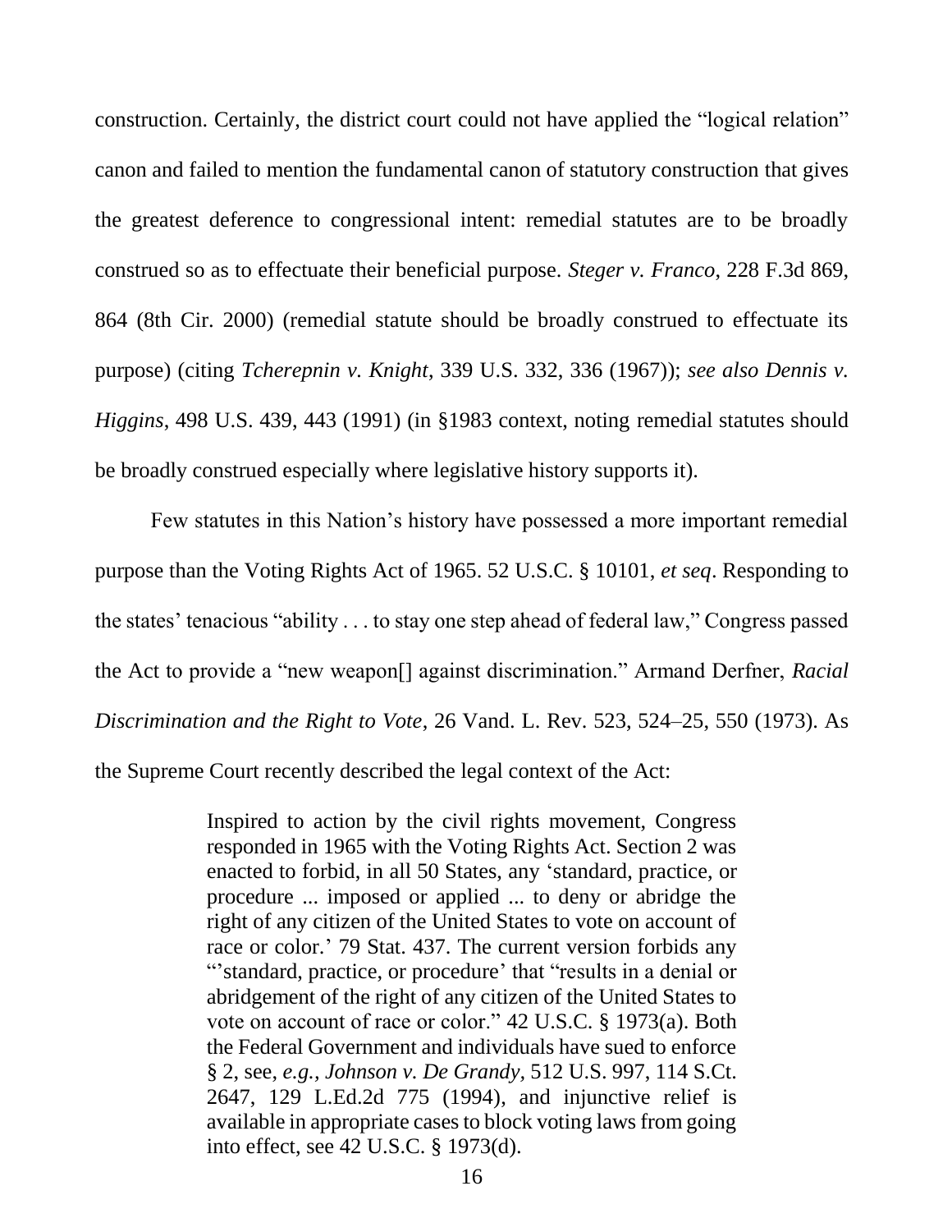construction. Certainly, the district court could not have applied the "logical relation" canon and failed to mention the fundamental canon of statutory construction that gives the greatest deference to congressional intent: remedial statutes are to be broadly construed so as to effectuate their beneficial purpose. *Steger v. Franco*, 228 F.3d 869, 864 (8th Cir. 2000) (remedial statute should be broadly construed to effectuate its purpose) (citing *Tcherepnin v. Knight*, 339 U.S. 332, 336 (1967)); *see also Dennis v. Higgins*, 498 U.S. 439, 443 (1991) (in §1983 context, noting remedial statutes should be broadly construed especially where legislative history supports it).

Few statutes in this Nation's history have possessed a more important remedial purpose than the Voting Rights Act of 1965. 52 U.S.C. § 10101, *et seq*. Responding to the states' tenacious "ability . . . to stay one step ahead of federal law," Congress passed the Act to provide a "new weapon[] against discrimination." Armand Derfner, *Racial Discrimination and the Right to Vote*, 26 Vand. L. Rev. 523, 524–25, 550 (1973). As the Supreme Court recently described the legal context of the Act:

> Inspired to action by the civil rights movement, Congress responded in 1965 with the Voting Rights Act. Section 2 was enacted to forbid, in all 50 States, any 'standard, practice, or procedure ... imposed or applied ... to deny or abridge the right of any citizen of the United States to vote on account of race or color.' 79 Stat. 437. The current version forbids any "'standard, practice, or procedure' that "results in a denial or abridgement of the right of any citizen of the United States to vote on account of race or color." 42 U.S.C. § 1973(a). Both the Federal Government and individuals have sued to enforce § 2, see, *e.g., Johnson v. De Grandy*, 512 U.S. 997, 114 S.Ct. 2647, 129 L.Ed.2d 775 (1994), and injunctive relief is available in appropriate cases to block voting laws from going into effect, see 42 U.S.C. § 1973(d).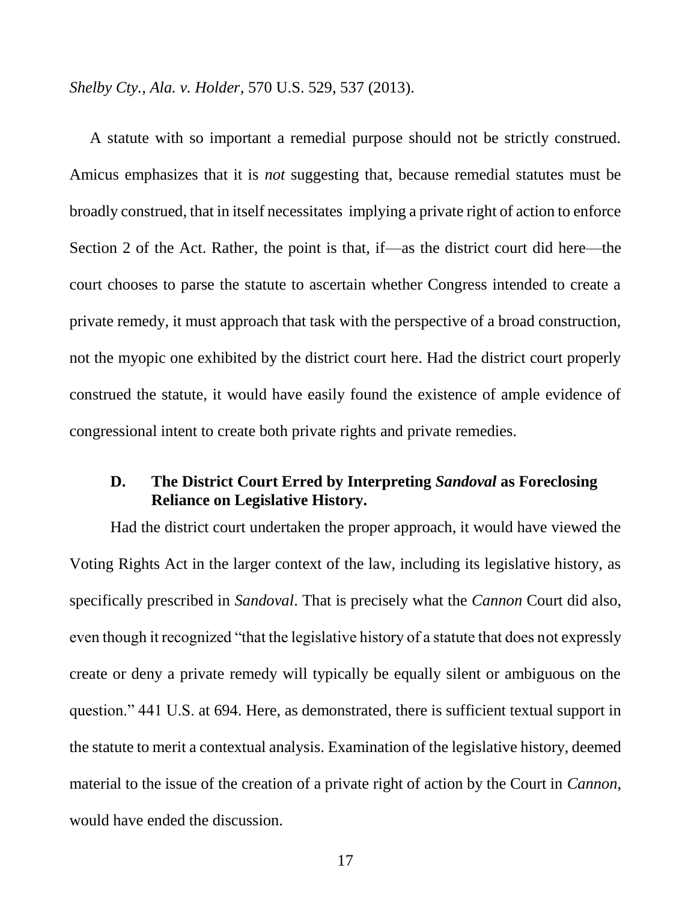*Shelby Cty., Ala. v. Holder*, 570 U.S. 529, 537 (2013).

A statute with so important a remedial purpose should not be strictly construed. Amicus emphasizes that it is *not* suggesting that, because remedial statutes must be broadly construed, that in itself necessitates implying a private right of action to enforce Section 2 of the Act. Rather, the point is that, if—as the district court did here—the court chooses to parse the statute to ascertain whether Congress intended to create a private remedy, it must approach that task with the perspective of a broad construction, not the myopic one exhibited by the district court here. Had the district court properly construed the statute, it would have easily found the existence of ample evidence of congressional intent to create both private rights and private remedies.

### D. The District Court Erred by Interpreting *Sandoval* as Foreclosing Reliance on Legislative History.

Had the district court undertaken the proper approach, it would have viewed the Voting Rights Act in the larger context of the law, including its legislative history, as specifically prescribed in *Sandoval*. That is precisely what the *Cannon* Court did also, even though it recognized "that the legislative history of a statute that does not expressly create or deny a private remedy will typically be equally silent or ambiguous on the question." 441 U.S. at 694. Here, as demonstrated, there is sufficient textual support in the statute to merit a contextual analysis. Examination of the legislative history, deemed material to the issue of the creation of a private right of action by the Court in *Cannon*, would have ended the discussion.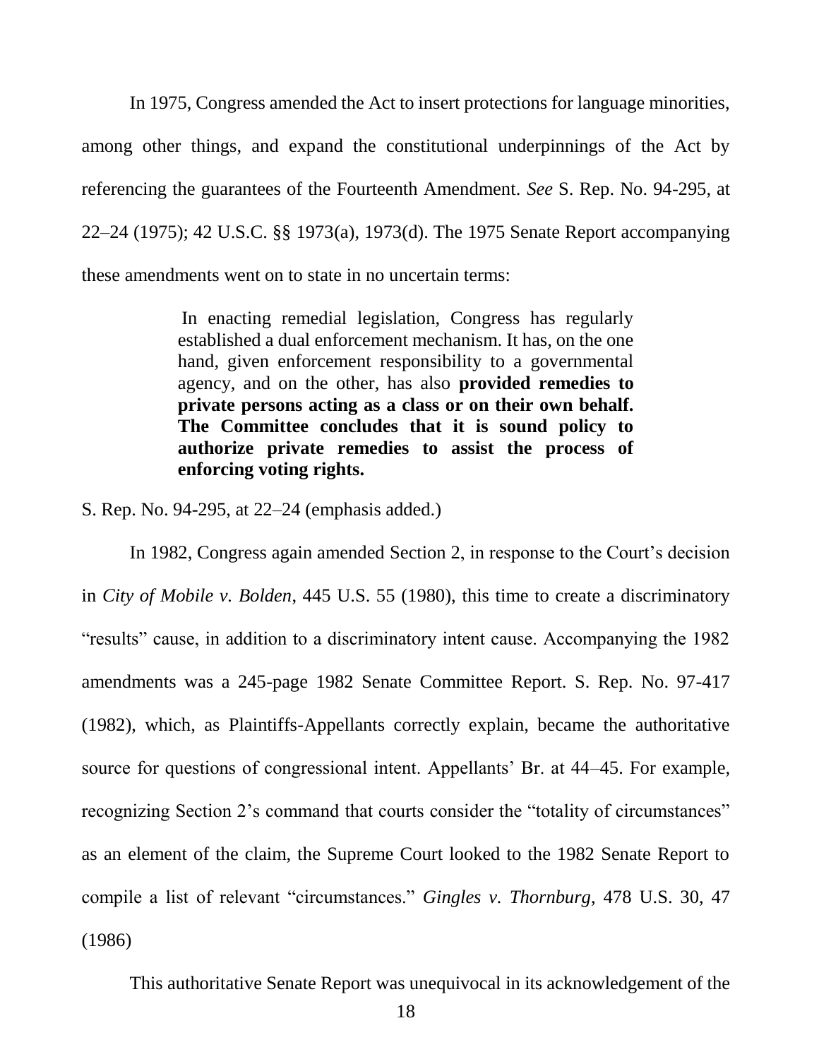In 1975, Congress amended the Act to insert protections for language minorities, among other things, and expand the constitutional underpinnings of the Act by referencing the guarantees of the Fourteenth Amendment. *See* S. Rep. No. 94-295, at 22–24 (1975); 42 U.S.C. §§ 1973(a), 1973(d). The 1975 Senate Report accompanying these amendments went on to state in no uncertain terms:

> In enacting remedial legislation, Congress has regularly established a dual enforcement mechanism. It has, on the one hand, given enforcement responsibility to a governmental agency, and on the other, has also **provided remedies to private persons acting as a class or on their own behalf. The Committee concludes that it is sound policy to authorize private remedies to assist the process of enforcing voting rights.**

S. Rep. No. 94-295, at 22–24 (emphasis added.)

In 1982, Congress again amended Section 2, in response to the Court's decision in *City of Mobile v. Bolden*, 445 U.S. 55 (1980), this time to create a discriminatory "results" cause, in addition to a discriminatory intent cause. Accompanying the 1982 amendments was a 245-page 1982 Senate Committee Report. S. Rep. No. 97-417 (1982), which, as Plaintiffs-Appellants correctly explain, became the authoritative source for questions of congressional intent. Appellants' Br. at 44–45. For example, recognizing Section 2's command that courts consider the "totality of circumstances" as an element of the claim, the Supreme Court looked to the 1982 Senate Report to compile a list of relevant "circumstances." *Gingles v. Thornburg*, 478 U.S. 30, 47 (1986)

This authoritative Senate Report was unequivocal in its acknowledgement of the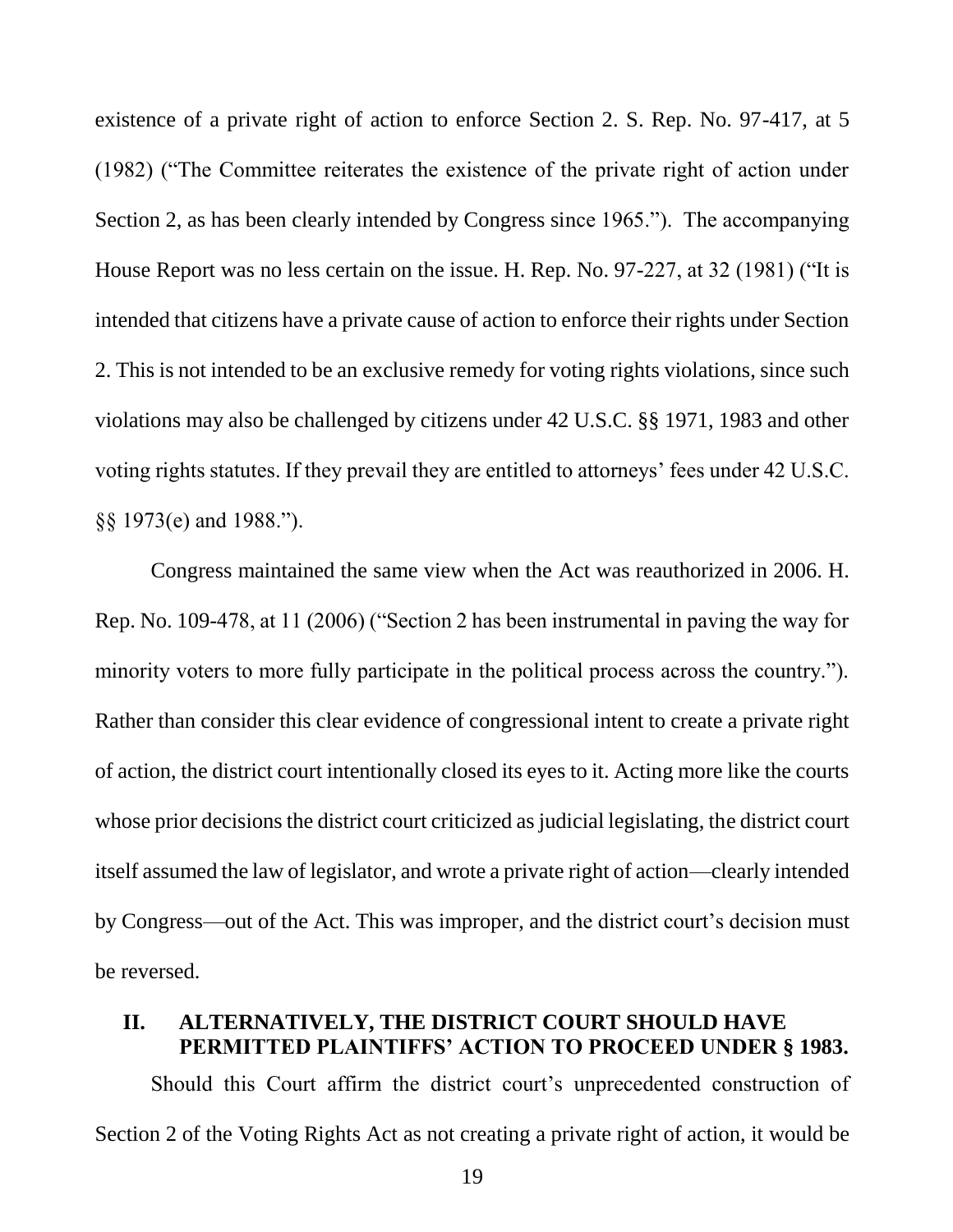existence of a private right of action to enforce Section 2. S. Rep. No. 97-417, at 5 (1982) ("The Committee reiterates the existence of the private right of action under Section 2, as has been clearly intended by Congress since 1965."). The accompanying House Report was no less certain on the issue. H. Rep. No. 97-227, at 32 (1981) ("It is intended that citizens have a private cause of action to enforce their rights under Section 2. This is not intended to be an exclusive remedy for voting rights violations, since such violations may also be challenged by citizens under 42 U.S.C. §§ 1971, 1983 and other voting rights statutes. If they prevail they are entitled to attorneys' fees under 42 U.S.C. §§ 1973(e) and 1988.").

Congress maintained the same view when the Act was reauthorized in 2006. H. Rep. No. 109-478, at 11 (2006) ("Section 2 has been instrumental in paving the way for minority voters to more fully participate in the political process across the country."). Rather than consider this clear evidence of congressional intent to create a private right of action, the district court intentionally closed its eyes to it. Acting more like the courts whose prior decisions the district court criticized as judicial legislating, the district court itself assumed the law of legislator, and wrote a private right of action—clearly intended by Congress—out of the Act. This was improper, and the district court's decision must be reversed.

## II. ALTERNATIVELY, THE DISTRICT COURT SHOULD HAVE PERMITTED PLAINTIFFS' ACTION TO PROCEED UNDER § 1983.

Should this Court affirm the district court's unprecedented construction of Section 2 of the Voting Rights Act as not creating a private right of action, it would be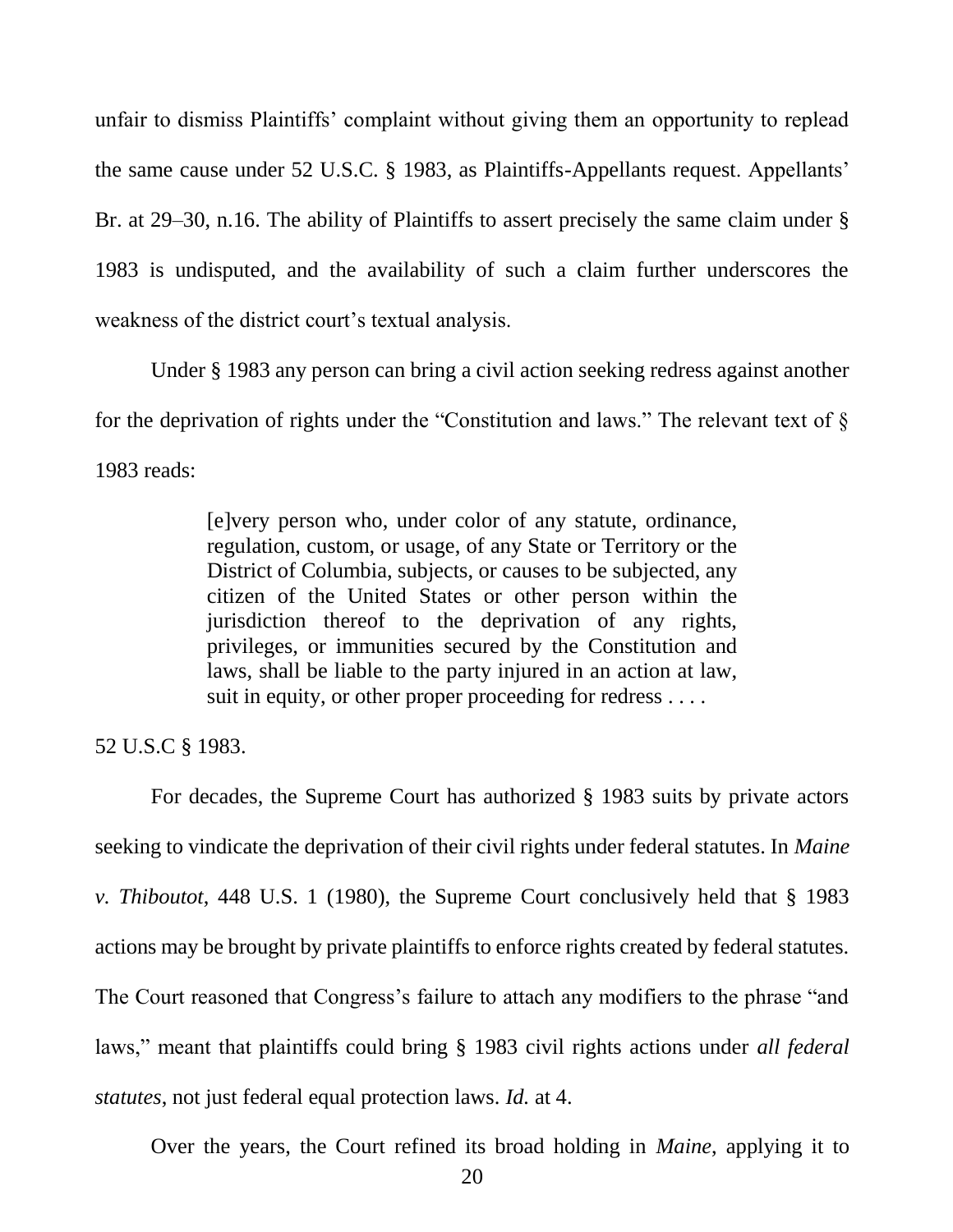unfair to dismiss Plaintiffs' complaint without giving them an opportunity to replead the same cause under 52 U.S.C. § 1983, as Plaintiffs-Appellants request. Appellants' Br. at 29–30, n.16. The ability of Plaintiffs to assert precisely the same claim under § 1983 is undisputed, and the availability of such a claim further underscores the weakness of the district court's textual analysis.

Under § 1983 any person can bring a civil action seeking redress against another for the deprivation of rights under the "Constitution and laws." The relevant text of § 1983 reads:

> [e]very person who, under color of any statute, ordinance, regulation, custom, or usage, of any State or Territory or the District of Columbia, subjects, or causes to be subjected, any citizen of the United States or other person within the jurisdiction thereof to the deprivation of any rights, privileges, or immunities secured by the Constitution and laws, shall be liable to the party injured in an action at law, suit in equity, or other proper proceeding for redress . . . .

52 U.S.C § 1983.

For decades, the Supreme Court has authorized § 1983 suits by private actors seeking to vindicate the deprivation of their civil rights under federal statutes. In *Maine v. Thiboutot*, 448 U.S. 1 (1980), the Supreme Court conclusively held that § 1983 actions may be brought by private plaintiffs to enforce rights created by federal statutes. The Court reasoned that Congress's failure to attach any modifiers to the phrase "and laws," meant that plaintiffs could bring § 1983 civil rights actions under *all federal statutes*, not just federal equal protection laws. *Id.* at 4.

Over the years, the Court refined its broad holding in *Maine*, applying it to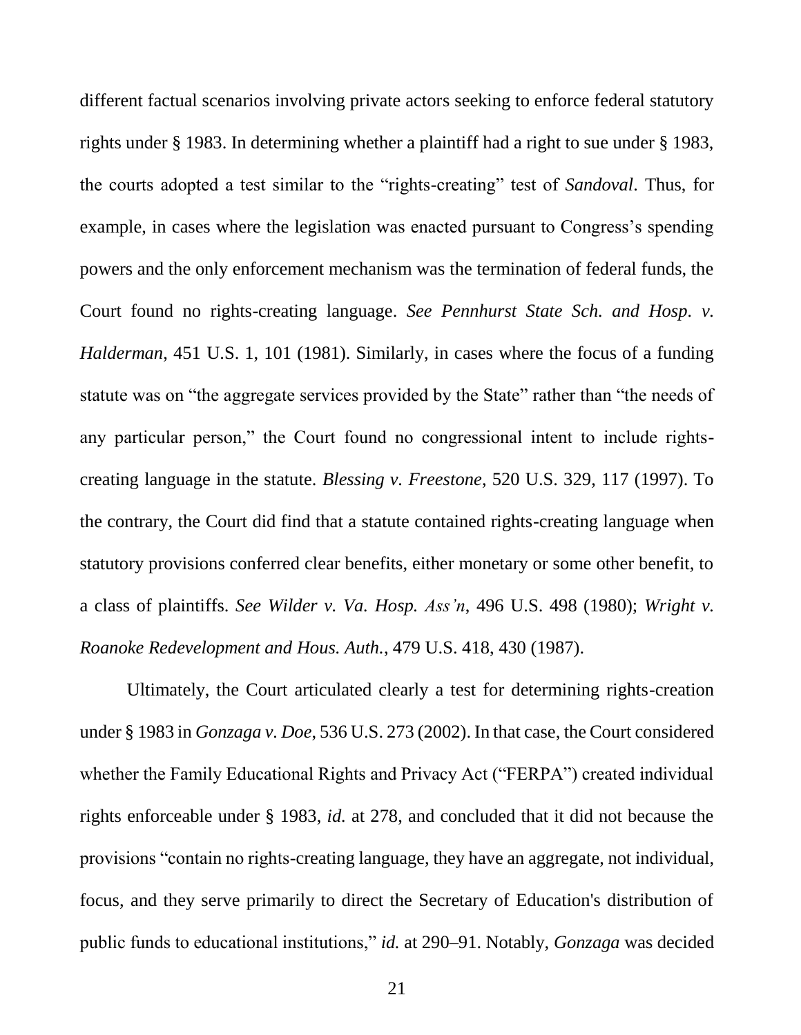different factual scenarios involving private actors seeking to enforce federal statutory rights under § 1983. In determining whether a plaintiff had a right to sue under § 1983, the courts adopted a test similar to the "rights-creating" test of *Sandoval*. Thus, for example, in cases where the legislation was enacted pursuant to Congress's spending powers and the only enforcement mechanism was the termination of federal funds, the Court found no rights-creating language. *See Pennhurst State Sch. and Hosp. v. Halderman*, 451 U.S. 1, 101 (1981). Similarly, in cases where the focus of a funding statute was on "the aggregate services provided by the State" rather than "the needs of any particular person," the Court found no congressional intent to include rights-creating language in the statute. *Blessing v. Freestone*, 520 U.S. 329, 117 (1997). To the contrary, the Court did find that a statute contained rights-creating language when statutory provisions conferred clear benefits, either monetary or some other benefit, to a class of plaintiffs. *See Wilder v. Va. Hosp. Ass'n*, 496 U.S. 498 (1980); *Wright v. Roanoke Redevelopment and Hous. Auth.*, 479 U.S. 418, 430 (1987).

Ultimately, the Court articulated clearly a test for determining rights-creation under § 1983 in *Gonzaga v. Doe*, 536 U.S. 273 (2002). In that case, the Court considered whether the Family Educational Rights and Privacy Act ("FERPA") created individual rights enforceable under § 1983, *id.* at 278, and concluded that it did not because the provisions "contain no rights-creating language, they have an aggregate, not individual, focus, and they serve primarily to direct the Secretary of Education's distribution of public funds to educational institutions," *id.* at 290–91. Notably, *Gonzaga* was decided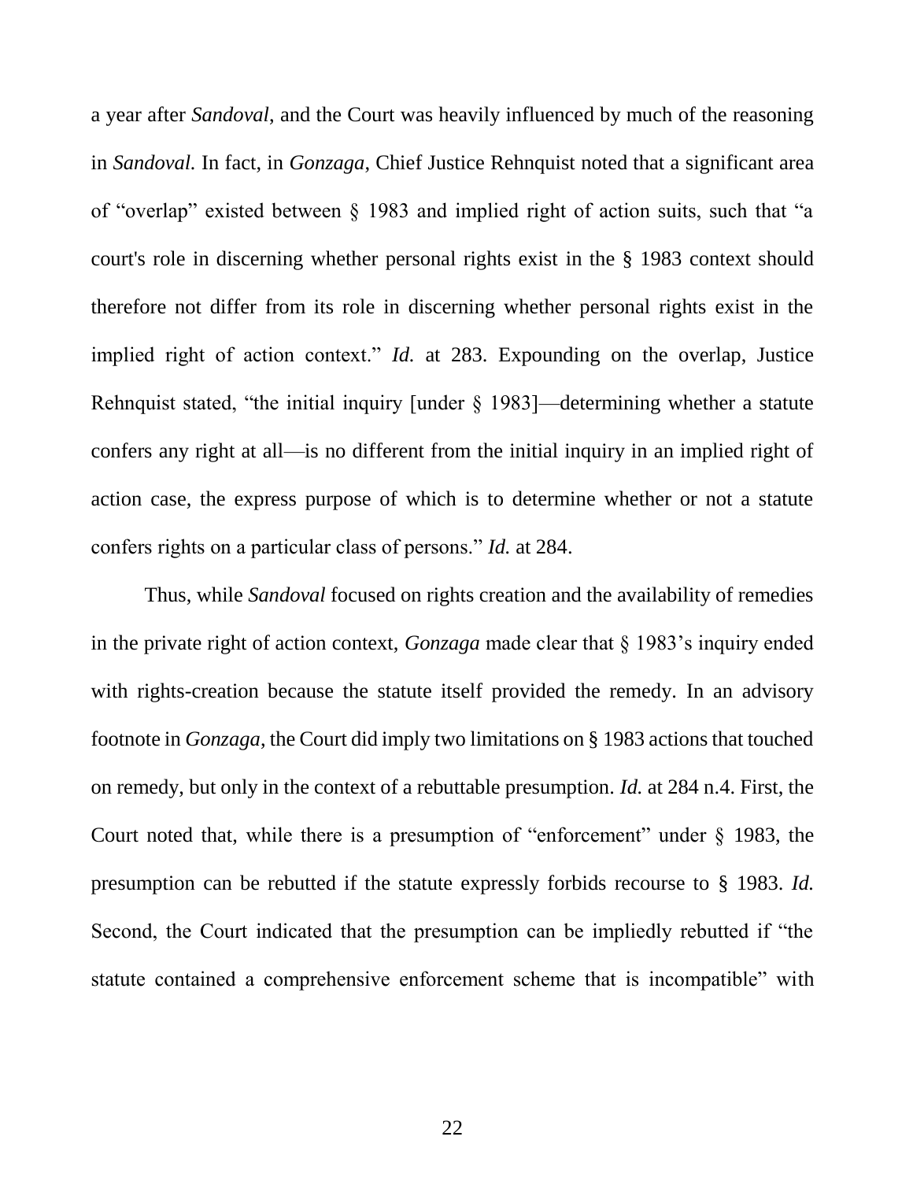a year after *Sandoval*, and the Court was heavily influenced by much of the reasoning in *Sandoval.* In fact, in *Gonzaga*, Chief Justice Rehnquist noted that a significant area of "overlap" existed between § 1983 and implied right of action suits, such that "a court's role in discerning whether personal rights exist in the § 1983 context should therefore not differ from its role in discerning whether personal rights exist in the implied right of action context." *Id.* at 283. Expounding on the overlap, Justice Rehnquist stated, "the initial inquiry [under § 1983]—determining whether a statute confers any right at all—is no different from the initial inquiry in an implied right of action case, the express purpose of which is to determine whether or not a statute confers rights on a particular class of persons." *Id.* at 284.

Thus, while *Sandoval* focused on rights creation and the availability of remedies in the private right of action context, *Gonzaga* made clear that § 1983's inquiry ended with rights-creation because the statute itself provided the remedy. In an advisory footnote in *Gonzaga*, the Court did imply two limitations on § 1983 actions that touched on remedy, but only in the context of a rebuttable presumption. *Id.* at 284 n.4. First, the Court noted that, while there is a presumption of "enforcement" under § 1983, the presumption can be rebutted if the statute expressly forbids recourse to § 1983. *Id.* Second, the Court indicated that the presumption can be impliedly rebutted if "the statute contained a comprehensive enforcement scheme that is incompatible" with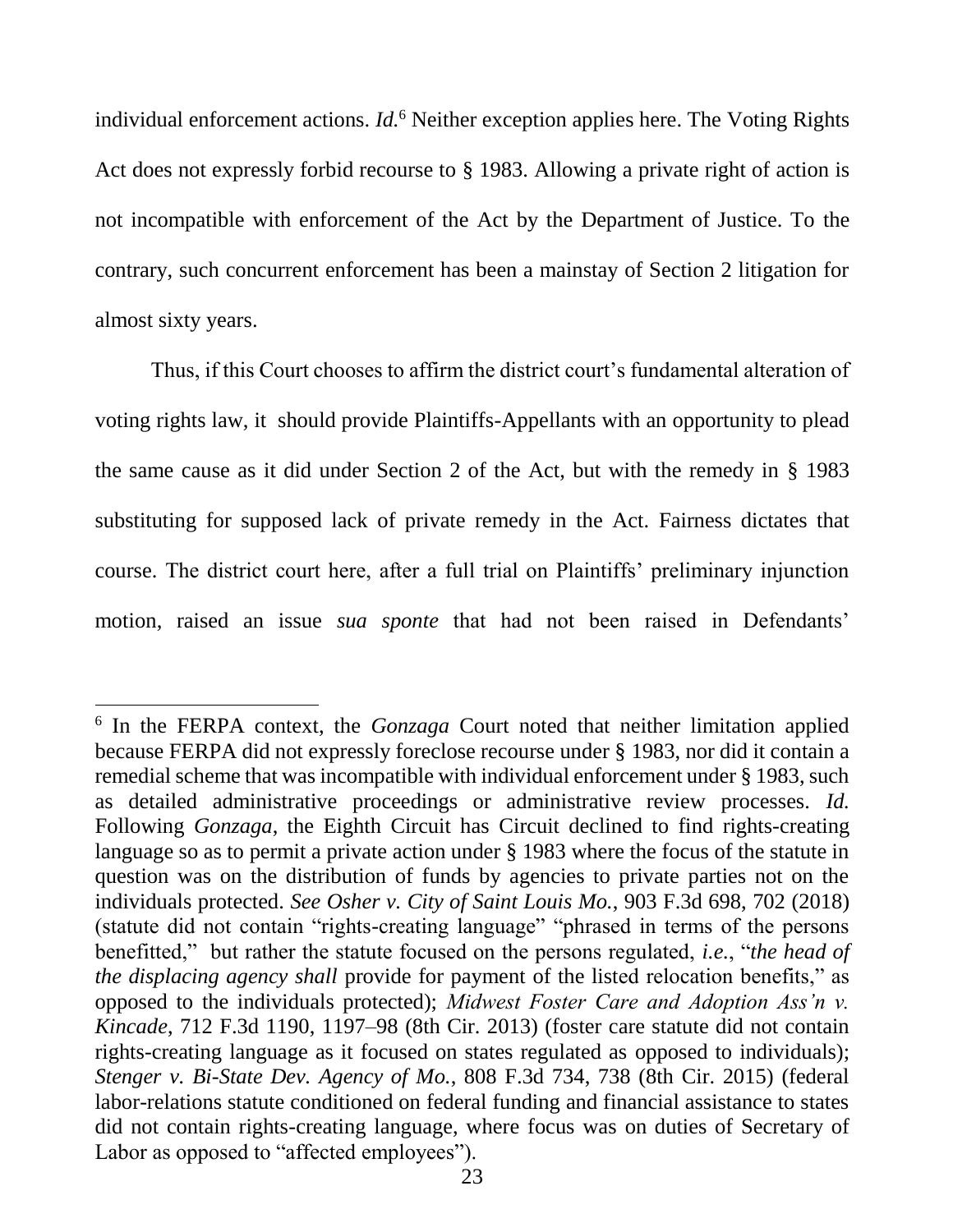individual enforcement actions. *Id.*[6] Neither exception applies here. The Voting Rights Act does not expressly forbid recourse to § 1983. Allowing a private right of action is not incompatible with enforcement of the Act by the Department of Justice. To the contrary, such concurrent enforcement has been a mainstay of Section 2 litigation for almost sixty years.

Thus, if this Court chooses to affirm the district court's fundamental alteration of voting rights law, it  should provide Plaintiffs-Appellants with an opportunity to plead the same cause as it did under Section 2 of the Act, but with the remedy in § 1983 substituting for supposed lack of private remedy in the Act. Fairness dictates that course. The district court here, after a full trial on Plaintiffs' preliminary injunction motion, raised an issue *sua sponte* that had not been raised in Defendants'

---

[6] In the FERPA context, the *Gonzaga* Court noted that neither limitation applied because FERPA did not expressly foreclose recourse under § 1983, nor did it contain a remedial scheme that was incompatible with individual enforcement under § 1983, such as detailed administrative proceedings or administrative review processes. *Id.* Following *Gonzaga*, the Eighth Circuit has Circuit declined to find rights-creating language so as to permit a private action under § 1983 where the focus of the statute in question was on the distribution of funds by agencies to private parties not on the individuals protected. *See Osher v. City of Saint Louis Mo.*, 903 F.3d 698, 702 (2018) (statute did not contain "rights-creating language" "phrased in terms of the persons benefitted,"  but rather the statute focused on the persons regulated, *i.e.*, "*the head of the displacing agency shall* provide for payment of the listed relocation benefits," as opposed to the individuals protected); *Midwest Foster Care and Adoption Ass'n v. Kincade*, 712 F.3d 1190, 1197–98 (8th Cir. 2013) (foster care statute did not contain rights-creating language as it focused on states regulated as opposed to individuals); *Stenger v. Bi-State Dev. Agency of Mo.*, 808 F.3d 734, 738 (8th Cir. 2015) (federal labor-relations statute conditioned on federal funding and financial assistance to states did not contain rights-creating language, where focus was on duties of Secretary of Labor as opposed to "affected employees").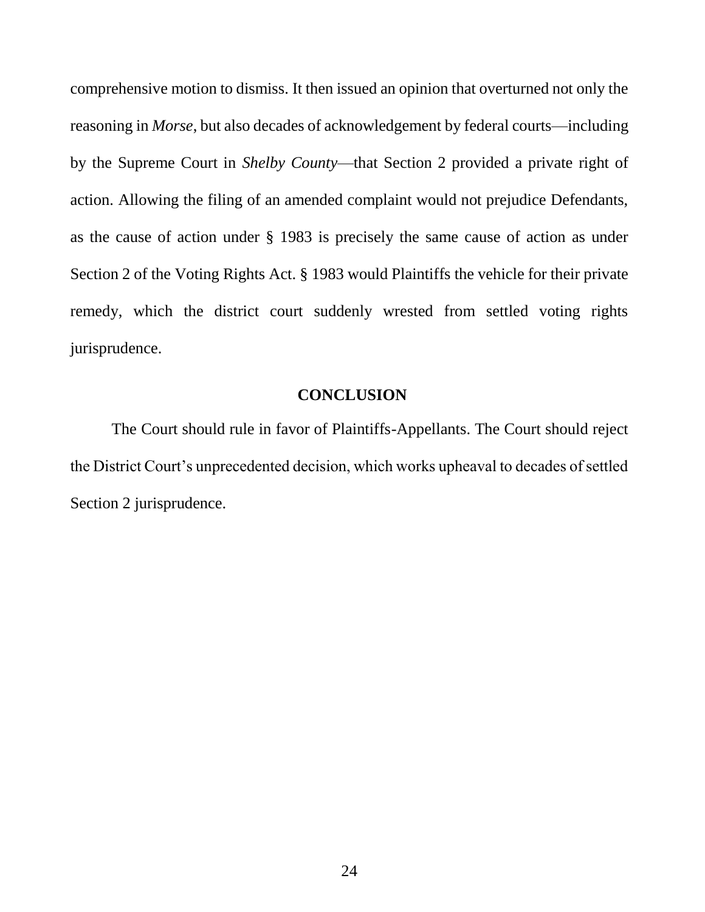comprehensive motion to dismiss. It then issued an opinion that overturned not only the reasoning in *Morse*, but also decades of acknowledgement by federal courts—including by the Supreme Court in *Shelby County*—that Section 2 provided a private right of action. Allowing the filing of an amended complaint would not prejudice Defendants, as the cause of action under § 1983 is precisely the same cause of action as under Section 2 of the Voting Rights Act. § 1983 would Plaintiffs the vehicle for their private remedy, which the district court suddenly wrested from settled voting rights jurisprudence.

## CONCLUSION

The Court should rule in favor of Plaintiffs-Appellants. The Court should reject the District Court's unprecedented decision, which works upheaval to decades of settled Section 2 jurisprudence.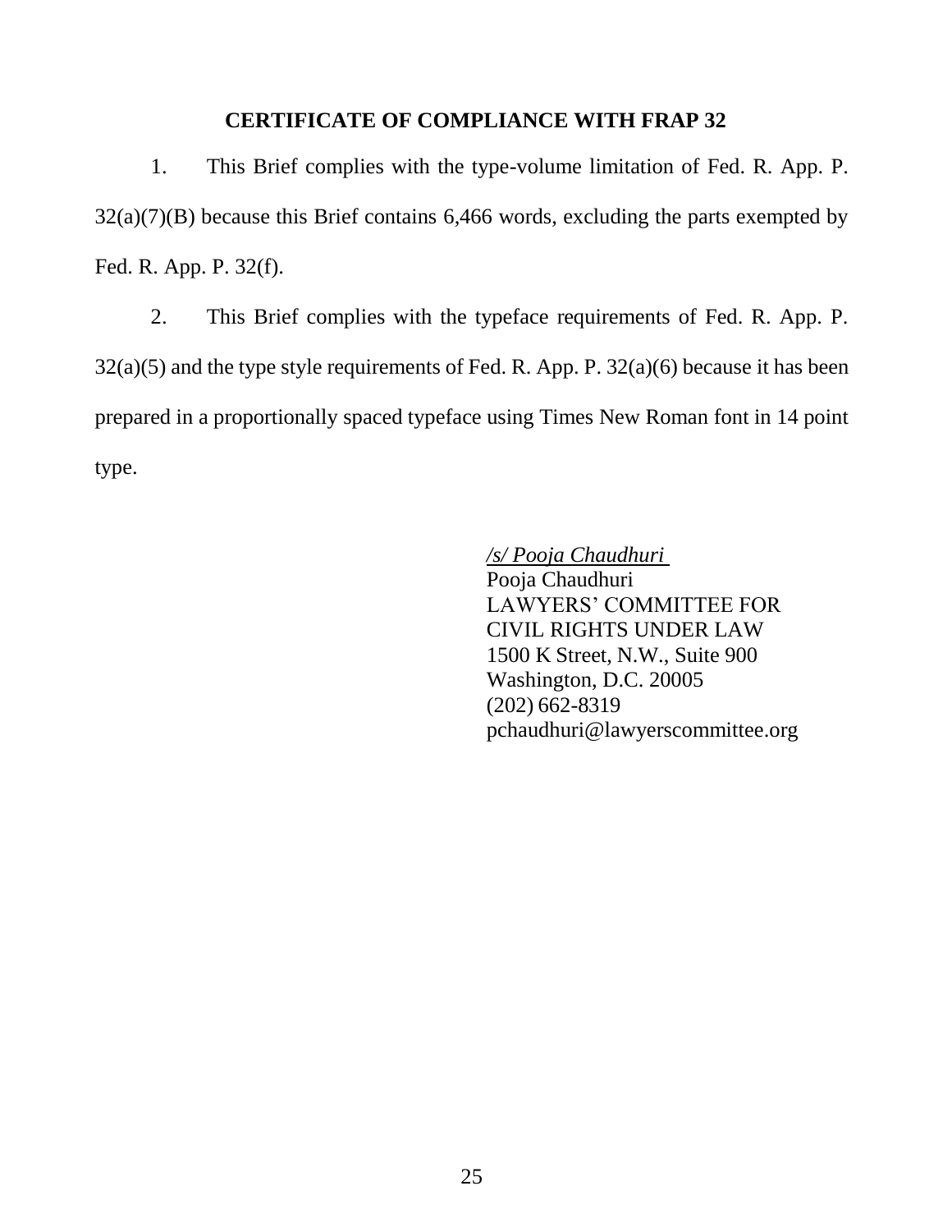## CERTIFICATE OF COMPLIANCE WITH FRAP 32

1. This Brief complies with the type-volume limitation of Fed. R. App. P. 32(a)(7)(B) because this Brief contains 6,466 words, excluding the parts exempted by Fed. R. App. P. 32(f).

2. This Brief complies with the typeface requirements of Fed. R. App. P. 32(a)(5) and the type style requirements of Fed. R. App. P. 32(a)(6) because it has been prepared in a proportionally spaced typeface using Times New Roman font in 14 point type.

*/s/ Pooja Chaudhuri*  
Pooja Chaudhuri  
LAWYERS' COMMITTEE FOR  
CIVIL RIGHTS UNDER LAW  
1500 K Street, N.W., Suite 900  
Washington, D.C. 20005  
(202) 662-8319  
pchaudhuri@lawyerscommittee.org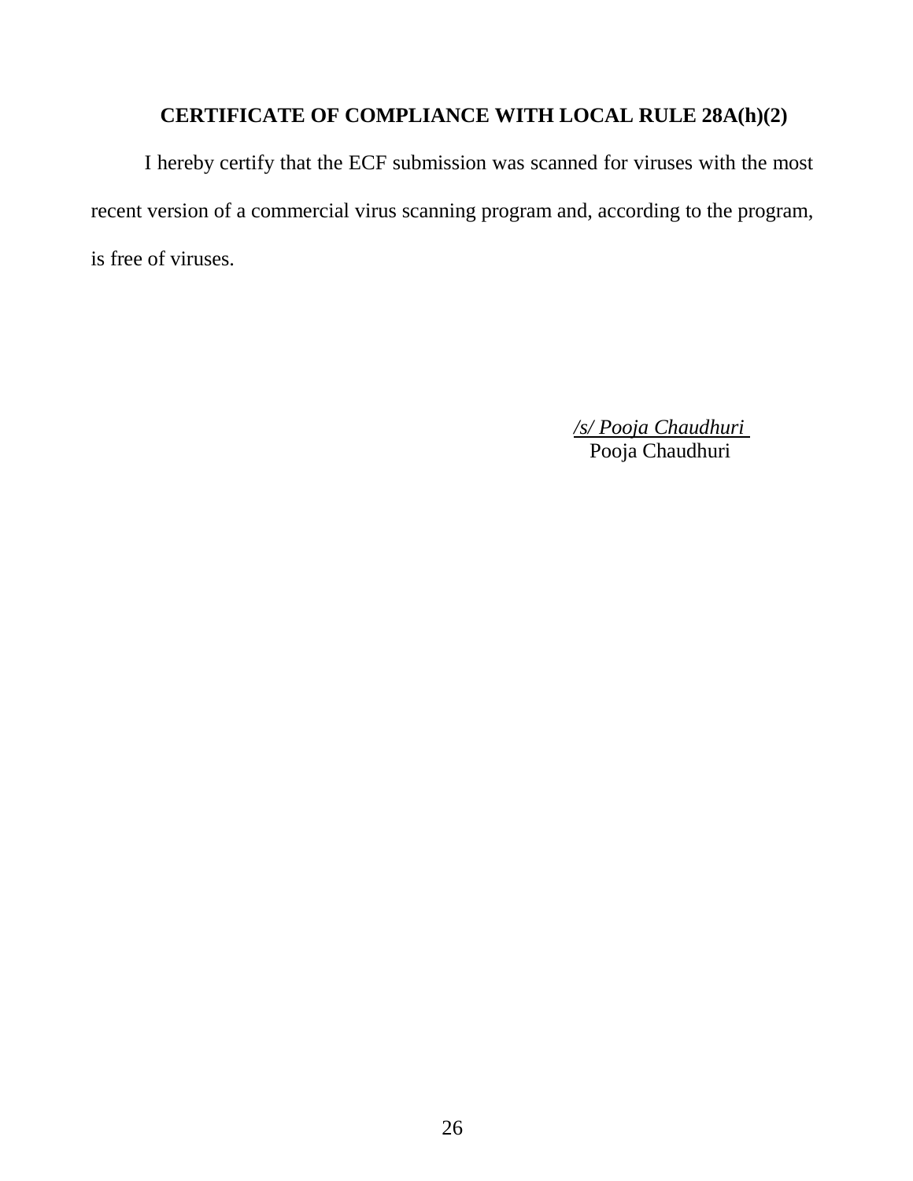**CERTIFICATE OF COMPLIANCE WITH LOCAL RULE 28A(h)(2)**

I hereby certify that the ECF submission was scanned for viruses with the most recent version of a commercial virus scanning program and, according to the program, is free of viruses.

*/s/ Pooja Chaudhuri*
Pooja Chaudhuri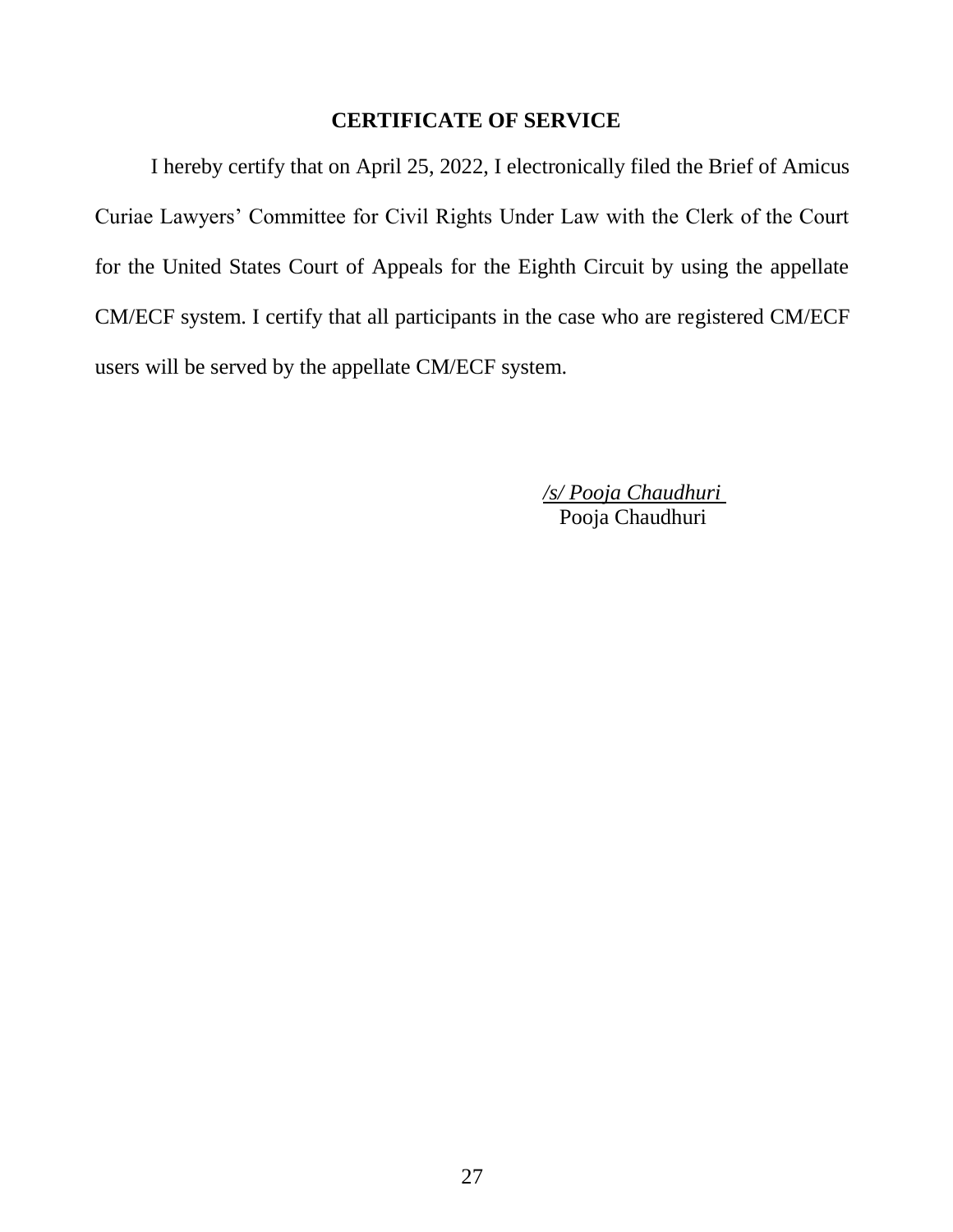## CERTIFICATE OF SERVICE

I hereby certify that on April 25, 2022, I electronically filed the Brief of Amicus Curiae Lawyers' Committee for Civil Rights Under Law with the Clerk of the Court for the United States Court of Appeals for the Eighth Circuit by using the appellate CM/ECF system. I certify that all participants in the case who are registered CM/ECF users will be served by the appellate CM/ECF system.

*/s/ Pooja Chaudhuri*
Pooja Chaudhuri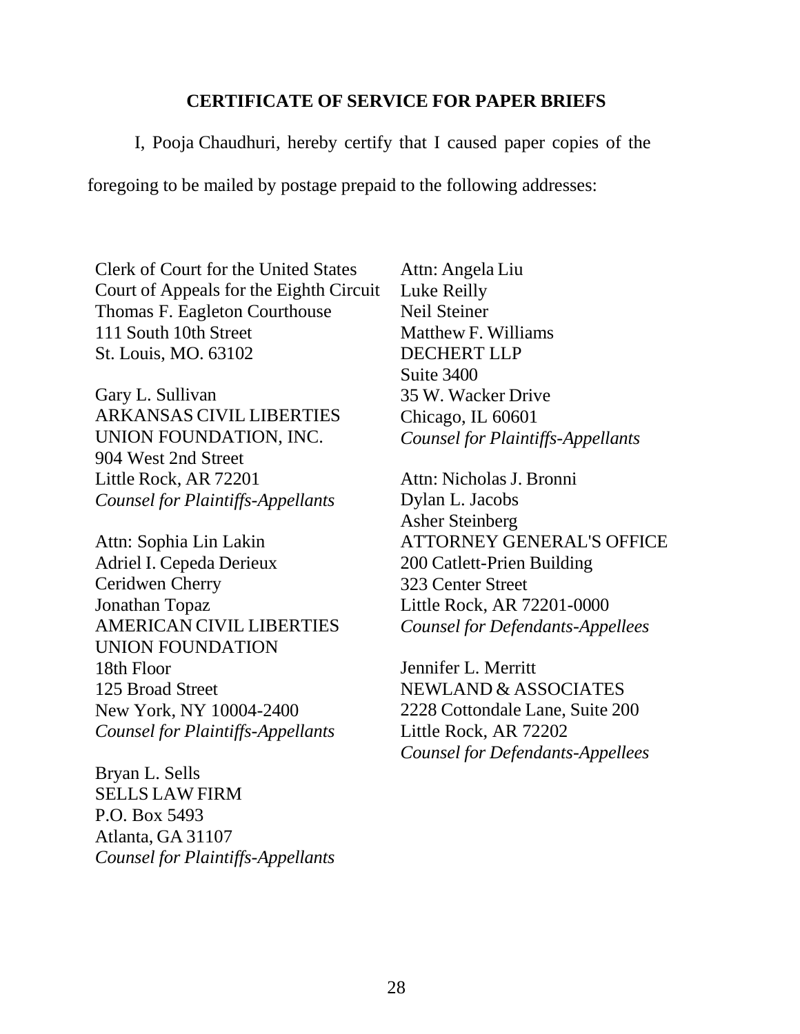**CERTIFICATE OF SERVICE FOR PAPER BRIEFS**

I, Pooja Chaudhuri, hereby certify that I caused paper copies of the foregoing to be mailed by postage prepaid to the following addresses:

Clerk of Court for the United States Court of Appeals for the Eighth Circuit
Thomas F. Eagleton Courthouse
111 South 10th Street
St. Louis, MO. 63102

Gary L. Sullivan
ARKANSAS CIVIL LIBERTIES UNION FOUNDATION, INC.
904 West 2nd Street
Little Rock, AR 72201
*Counsel for Plaintiffs-Appellants*

Attn: Sophia Lin Lakin
Adriel I. Cepeda Derieux
Ceridwen Cherry
Jonathan Topaz
AMERICAN CIVIL LIBERTIES UNION FOUNDATION
18th Floor
125 Broad Street
New York, NY 10004-2400
*Counsel for Plaintiffs-Appellants*

Bryan L. Sells
SELLS LAW FIRM
P.O. Box 5493
Atlanta, GA 31107
*Counsel for Plaintiffs-Appellants*

Attn: Angela Liu
Luke Reilly
Neil Steiner
Matthew F. Williams
DECHERT LLP
Suite 3400
35 W. Wacker Drive
Chicago, IL 60601
*Counsel for Plaintiffs-Appellants*

Attn: Nicholas J. Bronni
Dylan L. Jacobs
Asher Steinberg
ATTORNEY GENERAL'S OFFICE
200 Catlett-Prien Building
323 Center Street
Little Rock, AR 72201-0000
*Counsel for Defendants-Appellees*

Jennifer L. Merritt
NEWLAND & ASSOCIATES
2228 Cottondale Lane, Suite 200
Little Rock, AR 72202
*Counsel for Defendants-Appellees*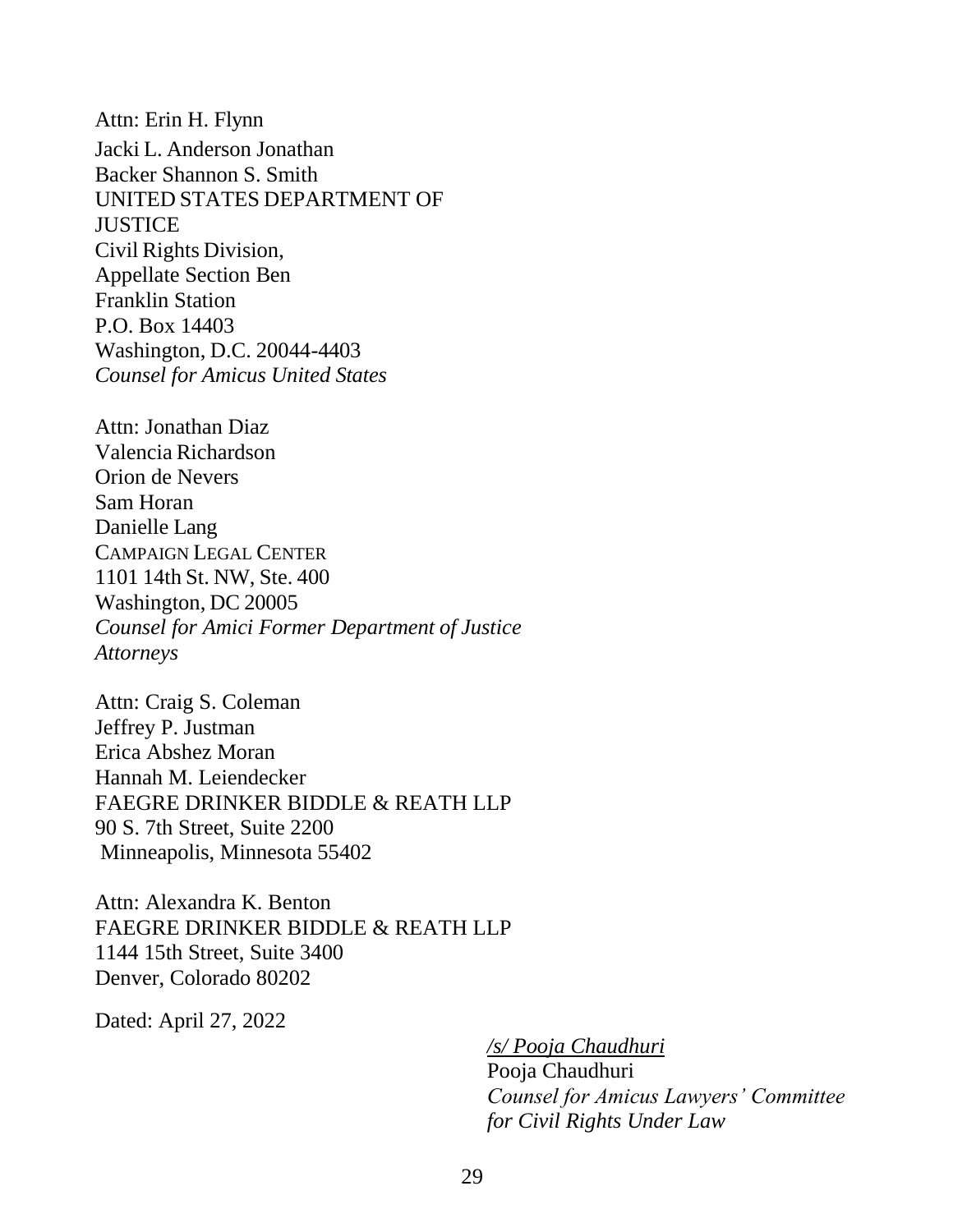Attn: Erin H. Flynn
Jacki L. Anderson Jonathan
Backer Shannon S. Smith
UNITED STATES DEPARTMENT OF
JUSTICE
Civil Rights Division,
Appellate Section Ben
Franklin Station
P.O. Box 14403
Washington, D.C. 20044-4403
*Counsel for Amicus United States*

Attn: Jonathan Diaz
Valencia Richardson
Orion de Nevers
Sam Horan
Danielle Lang
CAMPAIGN LEGAL CENTER
1101 14th St. NW, Ste. 400
Washington, DC 20005
*Counsel for Amici Former Department of Justice Attorneys*

Attn: Craig S. Coleman
Jeffrey P. Justman
Erica Abshez Moran
Hannah M. Leiendecker
FAEGRE DRINKER BIDDLE & REATH LLP
90 S. 7th Street, Suite 2200
Minneapolis, Minnesota 55402

Attn: Alexandra K. Benton
FAEGRE DRINKER BIDDLE & REATH LLP
1144 15th Street, Suite 3400
Denver, Colorado 80202

Dated: April 27, 2022

*/s/ Pooja Chaudhuri*
Pooja Chaudhuri
*Counsel for Amicus Lawyers' Committee for Civil Rights Under Law*